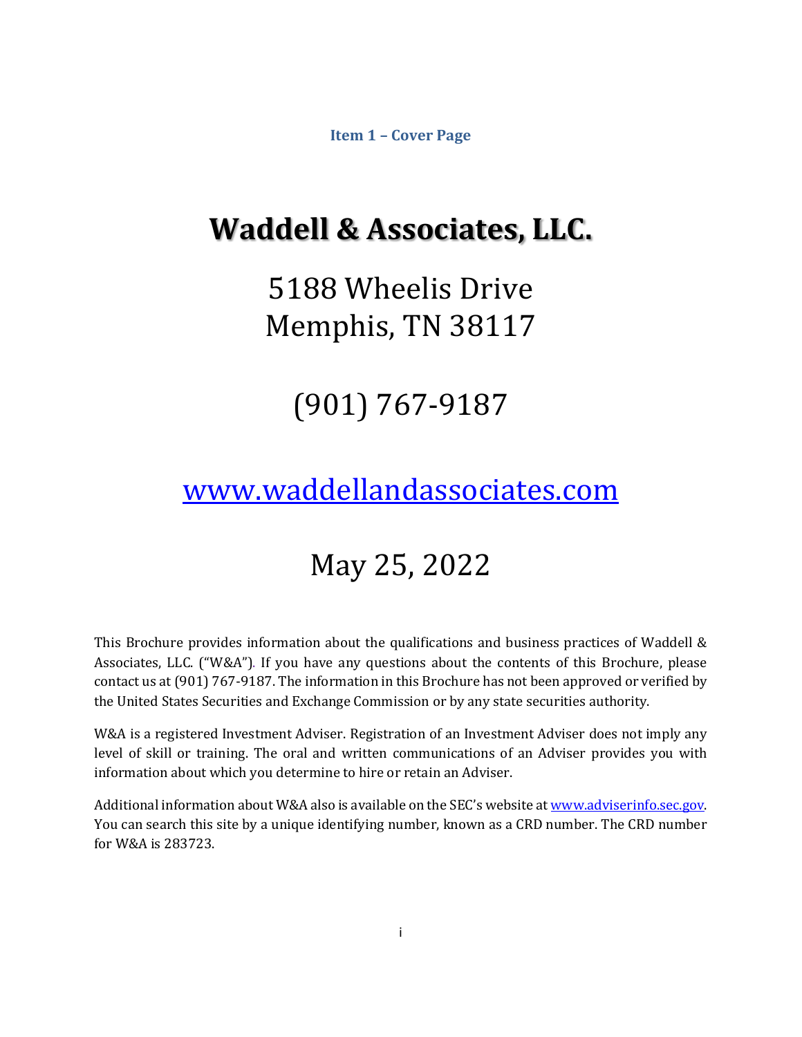## Item 1 – Cover Page

# Waddell & Associates, LLC.

5188 Wheelis Drive
Memphis, TN 38117

(901) 767-9187

[www.waddellandassociates.com](http://www.waddellandassociates.com)

May 25, 2022

This Brochure provides information about the qualifications and business practices of Waddell & Associates, LLC. ("W&A"). If you have any questions about the contents of this Brochure, please contact us at (901) 767-9187. The information in this Brochure has not been approved or verified by the United States Securities and Exchange Commission or by any state securities authority.

W&A is a registered Investment Adviser. Registration of an Investment Adviser does not imply any level of skill or training. The oral and written communications of an Adviser provides you with information about which you determine to hire or retain an Adviser.

Additional information about W&A also is available on the SEC's website at [www.adviserinfo.sec.gov](http://www.adviserinfo.sec.gov). You can search this site by a unique identifying number, known as a CRD number. The CRD number for W&A is 283723.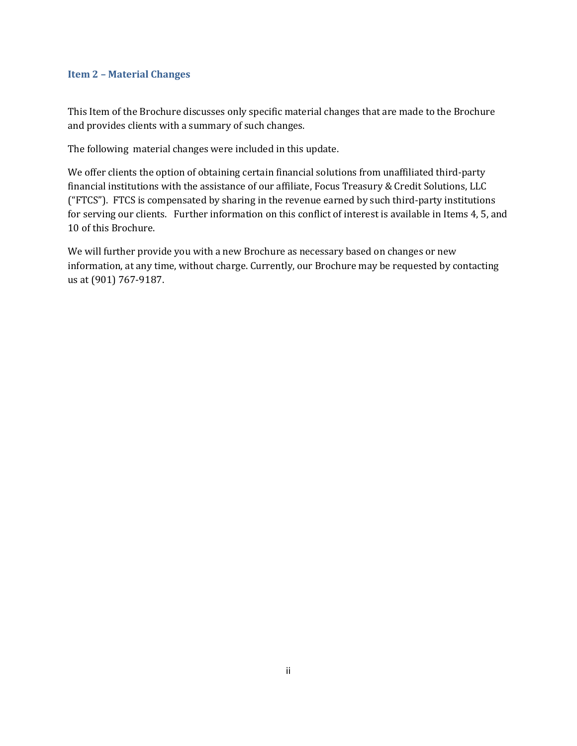## Item 2 – Material Changes

This Item of the Brochure discusses only specific material changes that are made to the Brochure and provides clients with a summary of such changes.

The following material changes were included in this update.

We offer clients the option of obtaining certain financial solutions from unaffiliated third-party financial institutions with the assistance of our affiliate, Focus Treasury & Credit Solutions, LLC ("FTCS"). FTCS is compensated by sharing in the revenue earned by such third-party institutions for serving our clients. Further information on this conflict of interest is available in Items 4, 5, and 10 of this Brochure.

We will further provide you with a new Brochure as necessary based on changes or new information, at any time, without charge. Currently, our Brochure may be requested by contacting us at (901) 767-9187.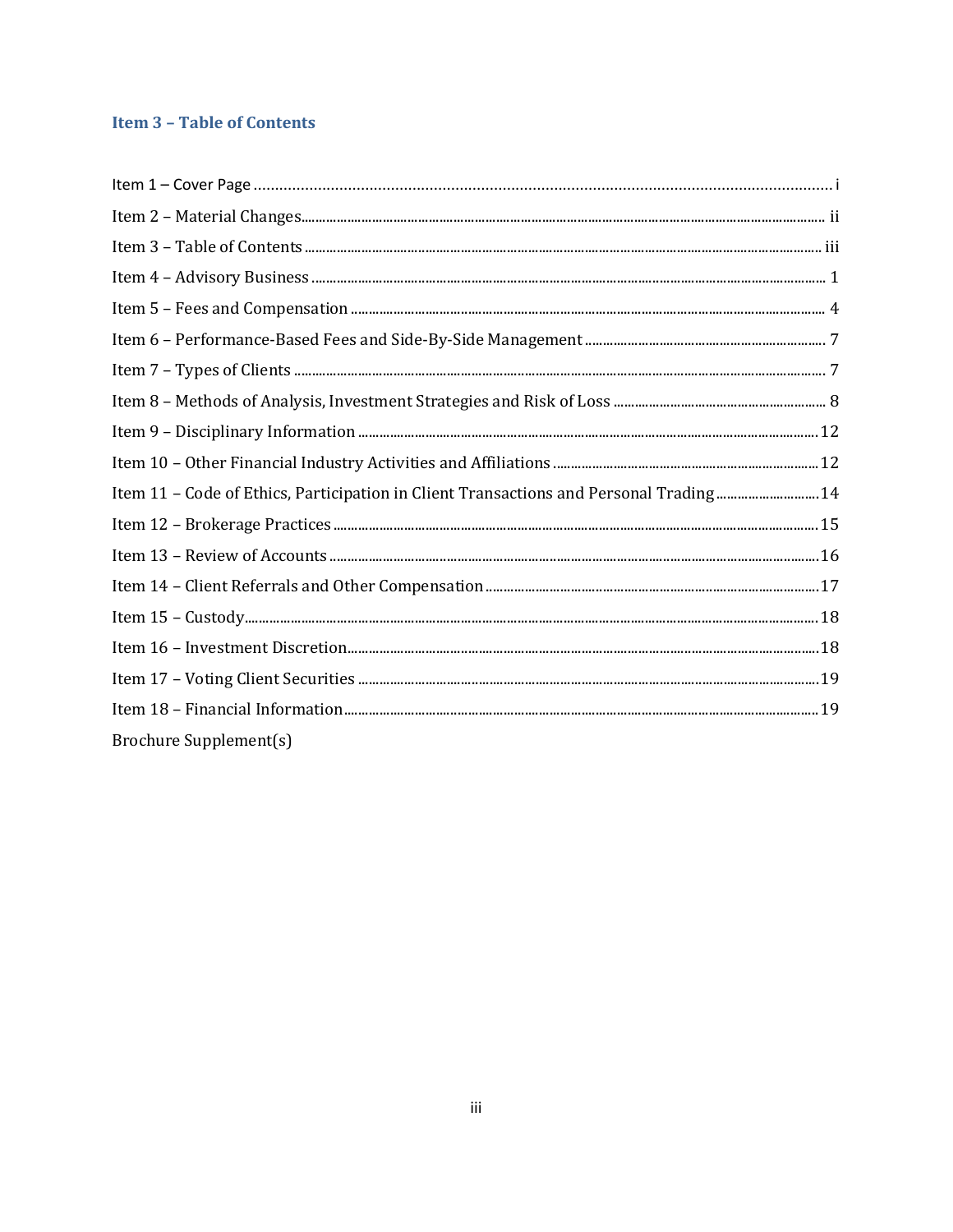## Item 3 – Table of Contents

Item 1 – Cover Page ........................................................................................................................ i

Item 2 – Material Changes................................................................................................................ ii

Item 3 – Table of Contents ............................................................................................................... iii

Item 4 – Advisory Business ................................................................................................................ 1

Item 5 – Fees and Compensation ...................................................................................................... 4

Item 6 – Performance-Based Fees and Side-By-Side Management .................................................. 7

Item 7 – Types of Clients .................................................................................................................... 7

Item 8 – Methods of Analysis, Investment Strategies and Risk of Loss ............................................. 8

Item 9 – Disciplinary Information .................................................................................................... 12

Item 10 – Other Financial Industry Activities and Affiliations .......................................................... 12

Item 11 – Code of Ethics, Participation in Client Transactions and Personal Trading ...................... 14

Item 12 – Brokerage Practices .......................................................................................................... 15

Item 13 – Review of Accounts .......................................................................................................... 16

Item 14 – Client Referrals and Other Compensation ........................................................................ 17

Item 15 – Custody.............................................................................................................................. 18

Item 16 – Investment Discretion....................................................................................................... 18

Item 17 – Voting Client Securities .................................................................................................... 19

Item 18 – Financial Information........................................................................................................ 19

Brochure Supplement(s)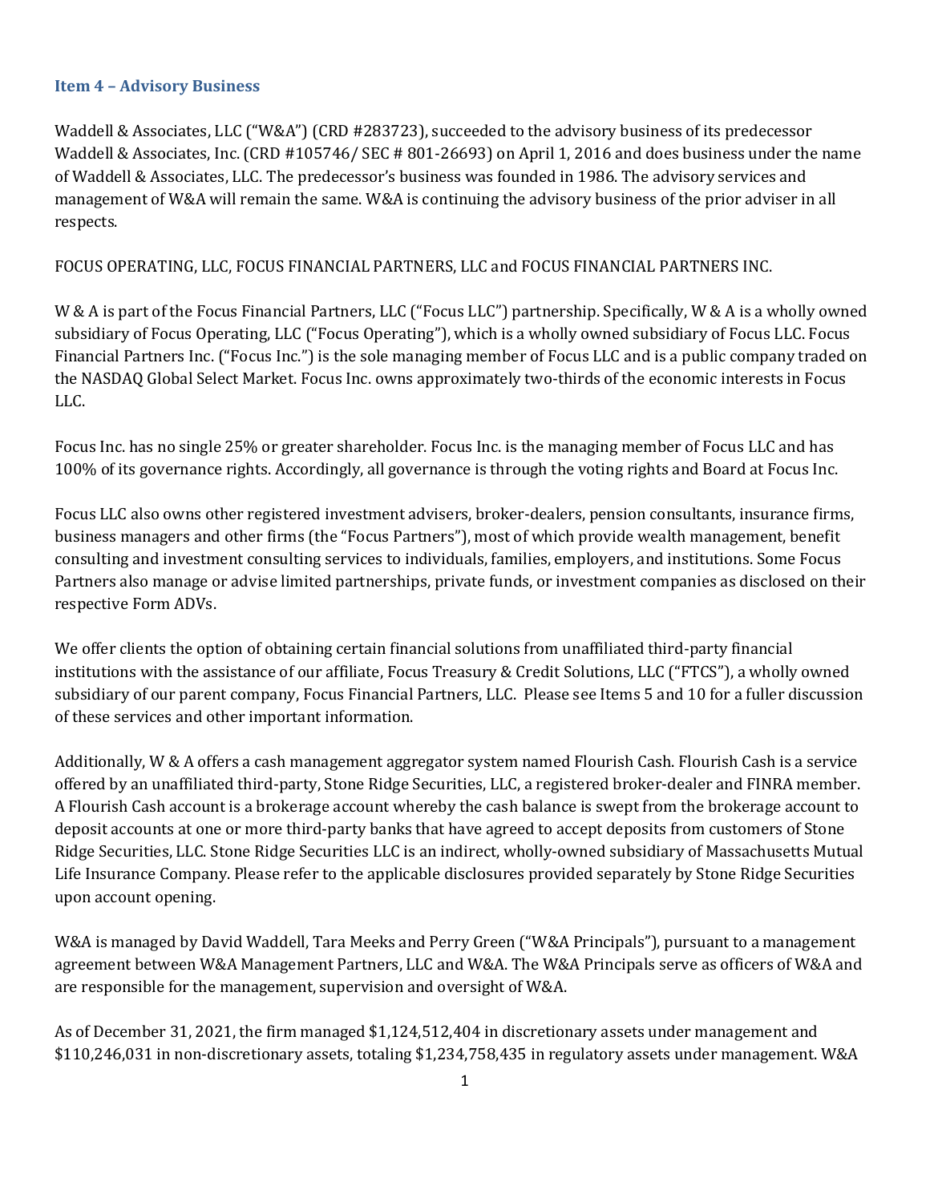## Item 4 – Advisory Business

Waddell & Associates, LLC ("W&A") (CRD #283723), succeeded to the advisory business of its predecessor Waddell & Associates, Inc. (CRD #105746/ SEC # 801-26693) on April 1, 2016 and does business under the name of Waddell & Associates, LLC. The predecessor's business was founded in 1986. The advisory services and management of W&A will remain the same. W&A is continuing the advisory business of the prior adviser in all respects.

FOCUS OPERATING, LLC, FOCUS FINANCIAL PARTNERS, LLC and FOCUS FINANCIAL PARTNERS INC.

W & A is part of the Focus Financial Partners, LLC ("Focus LLC") partnership. Specifically, W & A is a wholly owned subsidiary of Focus Operating, LLC ("Focus Operating"), which is a wholly owned subsidiary of Focus LLC. Focus Financial Partners Inc. ("Focus Inc.") is the sole managing member of Focus LLC and is a public company traded on the NASDAQ Global Select Market. Focus Inc. owns approximately two-thirds of the economic interests in Focus LLC.

Focus Inc. has no single 25% or greater shareholder. Focus Inc. is the managing member of Focus LLC and has 100% of its governance rights. Accordingly, all governance is through the voting rights and Board at Focus Inc.

Focus LLC also owns other registered investment advisers, broker-dealers, pension consultants, insurance firms, business managers and other firms (the "Focus Partners"), most of which provide wealth management, benefit consulting and investment consulting services to individuals, families, employers, and institutions. Some Focus Partners also manage or advise limited partnerships, private funds, or investment companies as disclosed on their respective Form ADVs.

We offer clients the option of obtaining certain financial solutions from unaffiliated third-party financial institutions with the assistance of our affiliate, Focus Treasury & Credit Solutions, LLC ("FTCS"), a wholly owned subsidiary of our parent company, Focus Financial Partners, LLC. Please see Items 5 and 10 for a fuller discussion of these services and other important information.

Additionally, W & A offers a cash management aggregator system named Flourish Cash. Flourish Cash is a service offered by an unaffiliated third-party, Stone Ridge Securities, LLC, a registered broker-dealer and FINRA member. A Flourish Cash account is a brokerage account whereby the cash balance is swept from the brokerage account to deposit accounts at one or more third-party banks that have agreed to accept deposits from customers of Stone Ridge Securities, LLC. Stone Ridge Securities LLC is an indirect, wholly-owned subsidiary of Massachusetts Mutual Life Insurance Company. Please refer to the applicable disclosures provided separately by Stone Ridge Securities upon account opening.

W&A is managed by David Waddell, Tara Meeks and Perry Green ("W&A Principals"), pursuant to a management agreement between W&A Management Partners, LLC and W&A. The W&A Principals serve as officers of W&A and are responsible for the management, supervision and oversight of W&A.

As of December 31, 2021, the firm managed $1,124,512,404 in discretionary assets under management and $110,246,031 in non-discretionary assets, totaling $1,234,758,435 in regulatory assets under management. W&A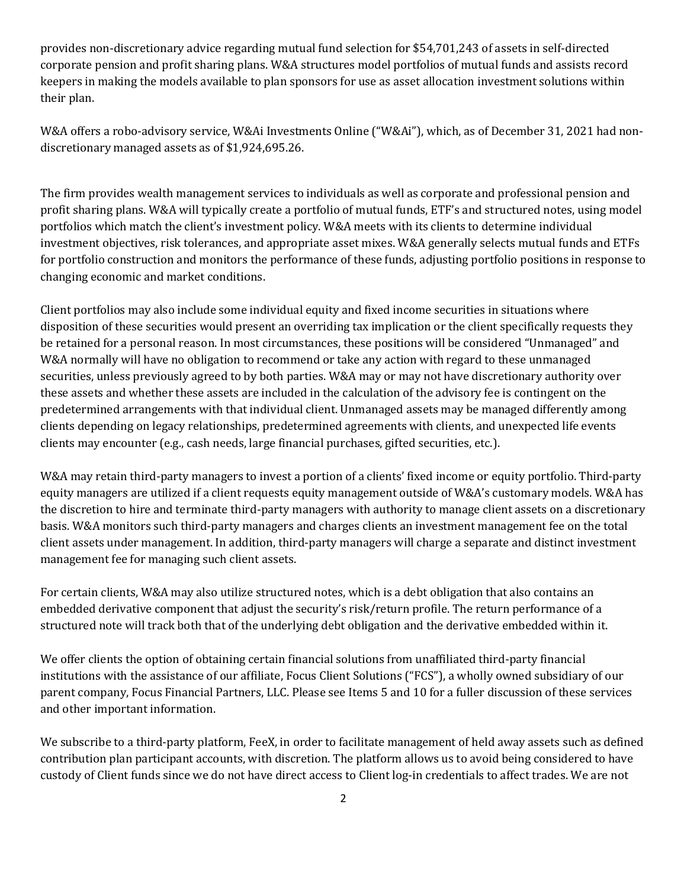provides non-discretionary advice regarding mutual fund selection for $54,701,243 of assets in self-directed corporate pension and profit sharing plans. W&A structures model portfolios of mutual funds and assists record keepers in making the models available to plan sponsors for use as asset allocation investment solutions within their plan.

W&A offers a robo-advisory service, W&Ai Investments Online ("W&Ai"), which, as of December 31, 2021 had non-discretionary managed assets as of $1,924,695.26.

The firm provides wealth management services to individuals as well as corporate and professional pension and profit sharing plans. W&A will typically create a portfolio of mutual funds, ETF's and structured notes, using model portfolios which match the client's investment policy. W&A meets with its clients to determine individual investment objectives, risk tolerances, and appropriate asset mixes. W&A generally selects mutual funds and ETFs for portfolio construction and monitors the performance of these funds, adjusting portfolio positions in response to changing economic and market conditions.

Client portfolios may also include some individual equity and fixed income securities in situations where disposition of these securities would present an overriding tax implication or the client specifically requests they be retained for a personal reason. In most circumstances, these positions will be considered "Unmanaged" and W&A normally will have no obligation to recommend or take any action with regard to these unmanaged securities, unless previously agreed to by both parties. W&A may or may not have discretionary authority over these assets and whether these assets are included in the calculation of the advisory fee is contingent on the predetermined arrangements with that individual client. Unmanaged assets may be managed differently among clients depending on legacy relationships, predetermined agreements with clients, and unexpected life events clients may encounter (e.g., cash needs, large financial purchases, gifted securities, etc.).

W&A may retain third-party managers to invest a portion of a clients' fixed income or equity portfolio. Third-party equity managers are utilized if a client requests equity management outside of W&A's customary models. W&A has the discretion to hire and terminate third-party managers with authority to manage client assets on a discretionary basis. W&A monitors such third-party managers and charges clients an investment management fee on the total client assets under management. In addition, third-party managers will charge a separate and distinct investment management fee for managing such client assets.

For certain clients, W&A may also utilize structured notes, which is a debt obligation that also contains an embedded derivative component that adjust the security's risk/return profile. The return performance of a structured note will track both that of the underlying debt obligation and the derivative embedded within it.

We offer clients the option of obtaining certain financial solutions from unaffiliated third-party financial institutions with the assistance of our affiliate, Focus Client Solutions ("FCS"), a wholly owned subsidiary of our parent company, Focus Financial Partners, LLC. Please see Items 5 and 10 for a fuller discussion of these services and other important information.

We subscribe to a third-party platform, FeeX, in order to facilitate management of held away assets such as defined contribution plan participant accounts, with discretion. The platform allows us to avoid being considered to have custody of Client funds since we do not have direct access to Client log-in credentials to affect trades. We are not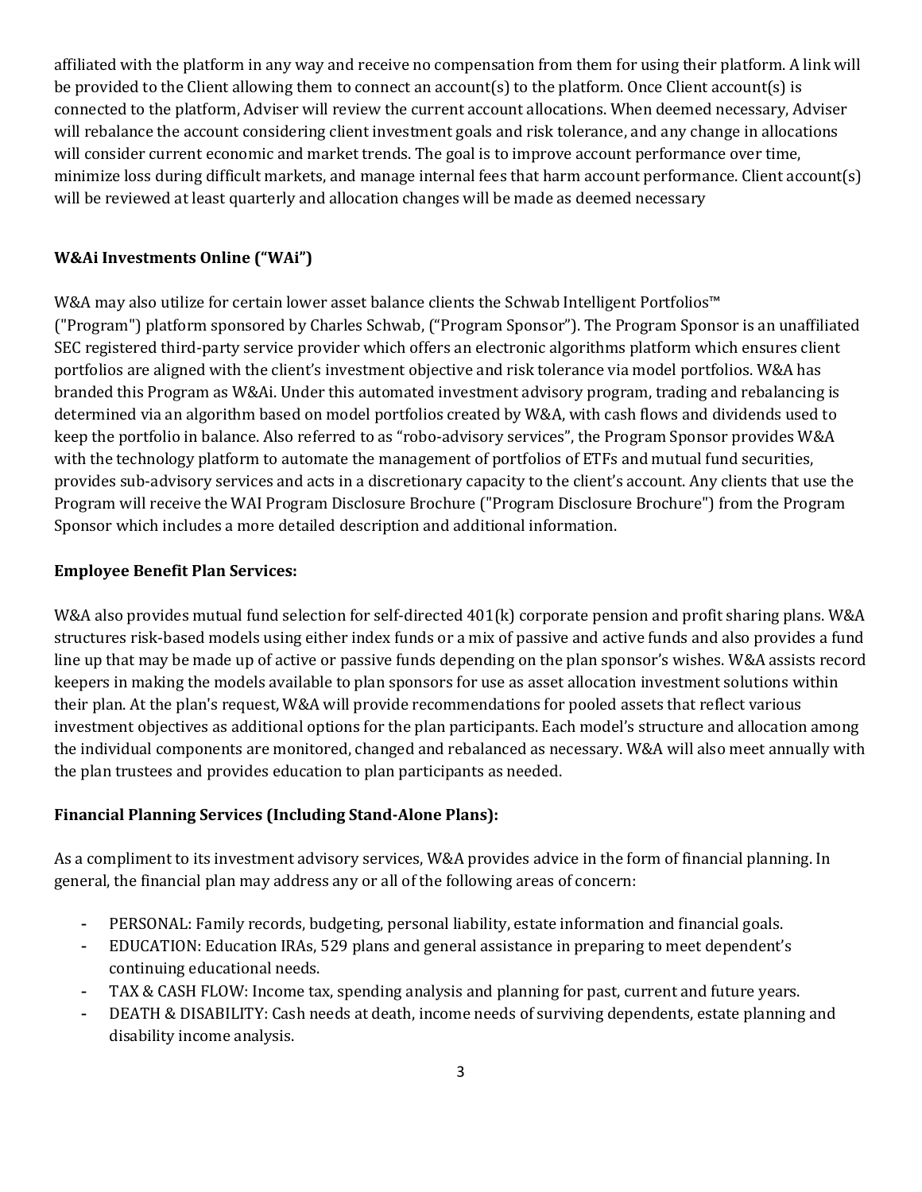affiliated with the platform in any way and receive no compensation from them for using their platform. A link will be provided to the Client allowing them to connect an account(s) to the platform. Once Client account(s) is connected to the platform, Adviser will review the current account allocations. When deemed necessary, Adviser will rebalance the account considering client investment goals and risk tolerance, and any change in allocations will consider current economic and market trends. The goal is to improve account performance over time, minimize loss during difficult markets, and manage internal fees that harm account performance. Client account(s) will be reviewed at least quarterly and allocation changes will be made as deemed necessary

**W&Ai Investments Online ("WAi")**

W&A may also utilize for certain lower asset balance clients the Schwab Intelligent Portfolios™ ("Program") platform sponsored by Charles Schwab, ("Program Sponsor"). The Program Sponsor is an unaffiliated SEC registered third-party service provider which offers an electronic algorithms platform which ensures client portfolios are aligned with the client's investment objective and risk tolerance via model portfolios. W&A has branded this Program as W&Ai. Under this automated investment advisory program, trading and rebalancing is determined via an algorithm based on model portfolios created by W&A, with cash flows and dividends used to keep the portfolio in balance. Also referred to as "robo-advisory services", the Program Sponsor provides W&A with the technology platform to automate the management of portfolios of ETFs and mutual fund securities, provides sub-advisory services and acts in a discretionary capacity to the client's account. Any clients that use the Program will receive the WAI Program Disclosure Brochure ("Program Disclosure Brochure") from the Program Sponsor which includes a more detailed description and additional information.

**Employee Benefit Plan Services:**

W&A also provides mutual fund selection for self-directed 401(k) corporate pension and profit sharing plans. W&A structures risk-based models using either index funds or a mix of passive and active funds and also provides a fund line up that may be made up of active or passive funds depending on the plan sponsor's wishes. W&A assists record keepers in making the models available to plan sponsors for use as asset allocation investment solutions within their plan. At the plan's request, W&A will provide recommendations for pooled assets that reflect various investment objectives as additional options for the plan participants. Each model's structure and allocation among the individual components are monitored, changed and rebalanced as necessary. W&A will also meet annually with the plan trustees and provides education to plan participants as needed.

**Financial Planning Services (Including Stand-Alone Plans):**

As a compliment to its investment advisory services, W&A provides advice in the form of financial planning. In general, the financial plan may address any or all of the following areas of concern:

- PERSONAL: Family records, budgeting, personal liability, estate information and financial goals.
- EDUCATION: Education IRAs, 529 plans and general assistance in preparing to meet dependent's continuing educational needs.
- TAX & CASH FLOW: Income tax, spending analysis and planning for past, current and future years.
- DEATH & DISABILITY: Cash needs at death, income needs of surviving dependents, estate planning and disability income analysis.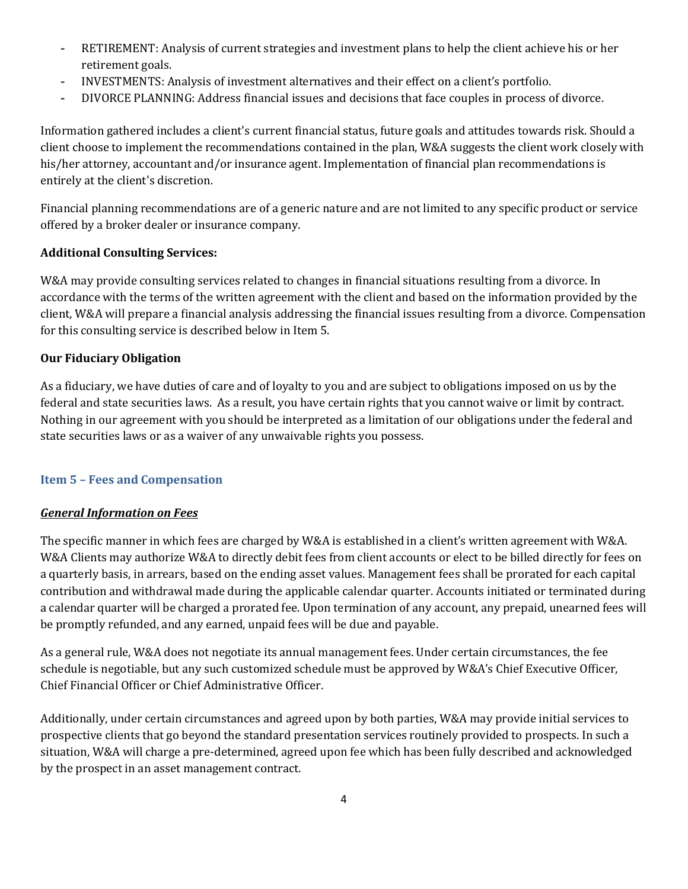- RETIREMENT: Analysis of current strategies and investment plans to help the client achieve his or her retirement goals.
- INVESTMENTS: Analysis of investment alternatives and their effect on a client's portfolio.
- DIVORCE PLANNING: Address financial issues and decisions that face couples in process of divorce.

Information gathered includes a client's current financial status, future goals and attitudes towards risk. Should a client choose to implement the recommendations contained in the plan, W&A suggests the client work closely with his/her attorney, accountant and/or insurance agent. Implementation of financial plan recommendations is entirely at the client's discretion.

Financial planning recommendations are of a generic nature and are not limited to any specific product or service offered by a broker dealer or insurance company.

**Additional Consulting Services:**

W&A may provide consulting services related to changes in financial situations resulting from a divorce. In accordance with the terms of the written agreement with the client and based on the information provided by the client, W&A will prepare a financial analysis addressing the financial issues resulting from a divorce. Compensation for this consulting service is described below in Item 5.

**Our Fiduciary Obligation**

As a fiduciary, we have duties of care and of loyalty to you and are subject to obligations imposed on us by the federal and state securities laws. As a result, you have certain rights that you cannot waive or limit by contract. Nothing in our agreement with you should be interpreted as a limitation of our obligations under the federal and state securities laws or as a waiver of any unwaivable rights you possess.

## Item 5 – Fees and Compensation

***General Information on Fees***

The specific manner in which fees are charged by W&A is established in a client's written agreement with W&A. W&A Clients may authorize W&A to directly debit fees from client accounts or elect to be billed directly for fees on a quarterly basis, in arrears, based on the ending asset values. Management fees shall be prorated for each capital contribution and withdrawal made during the applicable calendar quarter. Accounts initiated or terminated during a calendar quarter will be charged a prorated fee. Upon termination of any account, any prepaid, unearned fees will be promptly refunded, and any earned, unpaid fees will be due and payable.

As a general rule, W&A does not negotiate its annual management fees. Under certain circumstances, the fee schedule is negotiable, but any such customized schedule must be approved by W&A's Chief Executive Officer, Chief Financial Officer or Chief Administrative Officer.

Additionally, under certain circumstances and agreed upon by both parties, W&A may provide initial services to prospective clients that go beyond the standard presentation services routinely provided to prospects. In such a situation, W&A will charge a pre-determined, agreed upon fee which has been fully described and acknowledged by the prospect in an asset management contract.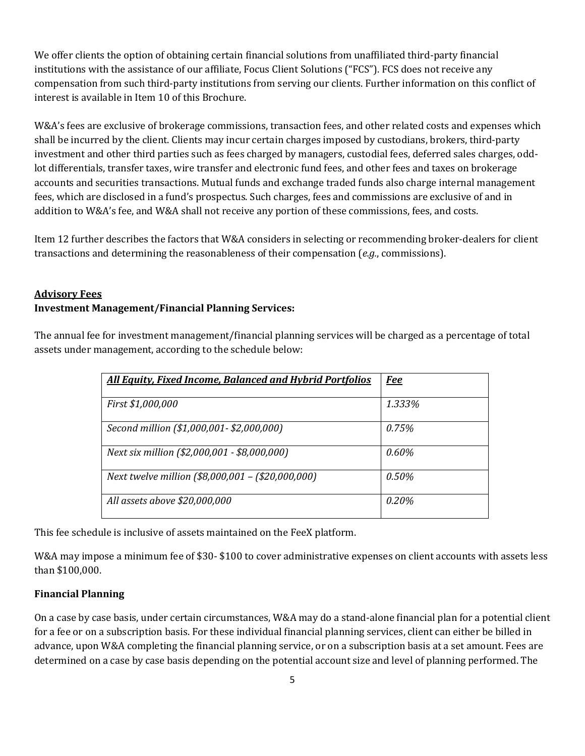We offer clients the option of obtaining certain financial solutions from unaffiliated third-party financial institutions with the assistance of our affiliate, Focus Client Solutions ("FCS"). FCS does not receive any compensation from such third-party institutions from serving our clients. Further information on this conflict of interest is available in Item 10 of this Brochure.

W&A's fees are exclusive of brokerage commissions, transaction fees, and other related costs and expenses which shall be incurred by the client. Clients may incur certain charges imposed by custodians, brokers, third-party investment and other third parties such as fees charged by managers, custodial fees, deferred sales charges, odd-lot differentials, transfer taxes, wire transfer and electronic fund fees, and other fees and taxes on brokerage accounts and securities transactions. Mutual funds and exchange traded funds also charge internal management fees, which are disclosed in a fund's prospectus. Such charges, fees and commissions are exclusive of and in addition to W&A's fee, and W&A shall not receive any portion of these commissions, fees, and costs.

Item 12 further describes the factors that W&A considers in selecting or recommending broker-dealers for client transactions and determining the reasonableness of their compensation (*e.g.*, commissions).

**Advisory Fees**

**Investment Management/Financial Planning Services:**

The annual fee for investment management/financial planning services will be charged as a percentage of total assets under management, according to the schedule below:

| ***All Equity, Fixed Income, Balanced and Hybrid Portfolios*** | ***Fee*** |
|---|---|
| *First $1,000,000* | *1.333%* |
| *Second million ($1,000,001- $2,000,000)* | *0.75%* |
| *Next six million ($2,000,001 - $8,000,000)* | *0.60%* |
| *Next twelve million ($8,000,001 – ($20,000,000)* | *0.50%* |
| *All assets above $20,000,000* | *0.20%* |

This fee schedule is inclusive of assets maintained on the FeeX platform.

W&A may impose a minimum fee of $30- $100 to cover administrative expenses on client accounts with assets less than $100,000.

**Financial Planning**

On a case by case basis, under certain circumstances, W&A may do a stand-alone financial plan for a potential client for a fee or on a subscription basis. For these individual financial planning services, client can either be billed in advance, upon W&A completing the financial planning service, or on a subscription basis at a set amount. Fees are determined on a case by case basis depending on the potential account size and level of planning performed. The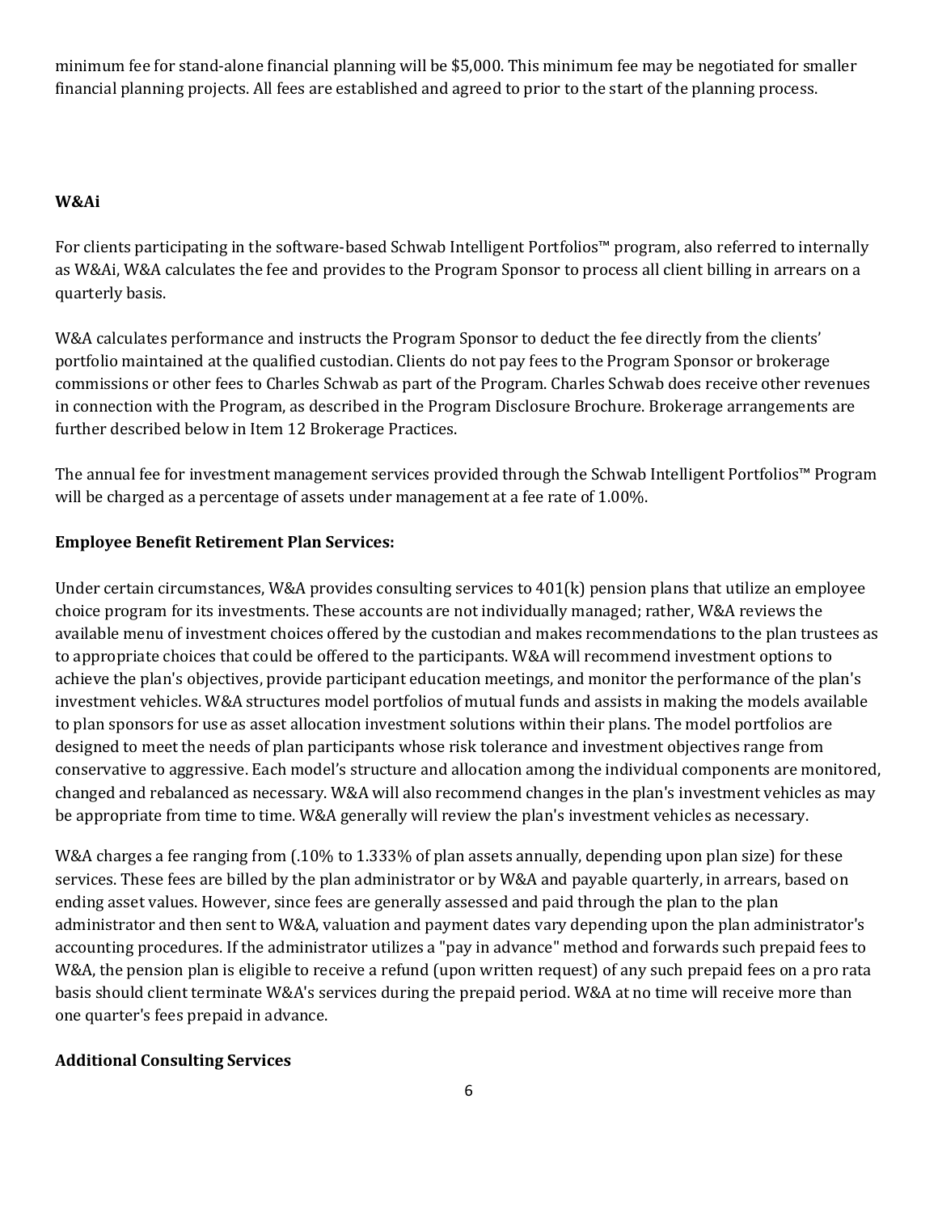minimum fee for stand-alone financial planning will be $5,000. This minimum fee may be negotiated for smaller financial planning projects. All fees are established and agreed to prior to the start of the planning process.

**W&Ai**

For clients participating in the software-based Schwab Intelligent Portfolios™ program, also referred to internally as W&Ai, W&A calculates the fee and provides to the Program Sponsor to process all client billing in arrears on a quarterly basis.

W&A calculates performance and instructs the Program Sponsor to deduct the fee directly from the clients' portfolio maintained at the qualified custodian. Clients do not pay fees to the Program Sponsor or brokerage commissions or other fees to Charles Schwab as part of the Program. Charles Schwab does receive other revenues in connection with the Program, as described in the Program Disclosure Brochure. Brokerage arrangements are further described below in Item 12 Brokerage Practices.

The annual fee for investment management services provided through the Schwab Intelligent Portfolios™ Program will be charged as a percentage of assets under management at a fee rate of 1.00%.

**Employee Benefit Retirement Plan Services:**

Under certain circumstances, W&A provides consulting services to 401(k) pension plans that utilize an employee choice program for its investments. These accounts are not individually managed; rather, W&A reviews the available menu of investment choices offered by the custodian and makes recommendations to the plan trustees as to appropriate choices that could be offered to the participants. W&A will recommend investment options to achieve the plan's objectives, provide participant education meetings, and monitor the performance of the plan's investment vehicles. W&A structures model portfolios of mutual funds and assists in making the models available to plan sponsors for use as asset allocation investment solutions within their plans. The model portfolios are designed to meet the needs of plan participants whose risk tolerance and investment objectives range from conservative to aggressive. Each model's structure and allocation among the individual components are monitored, changed and rebalanced as necessary. W&A will also recommend changes in the plan's investment vehicles as may be appropriate from time to time. W&A generally will review the plan's investment vehicles as necessary.

W&A charges a fee ranging from (.10% to 1.333% of plan assets annually, depending upon plan size) for these services. These fees are billed by the plan administrator or by W&A and payable quarterly, in arrears, based on ending asset values. However, since fees are generally assessed and paid through the plan to the plan administrator and then sent to W&A, valuation and payment dates vary depending upon the plan administrator's accounting procedures. If the administrator utilizes a "pay in advance" method and forwards such prepaid fees to W&A, the pension plan is eligible to receive a refund (upon written request) of any such prepaid fees on a pro rata basis should client terminate W&A's services during the prepaid period. W&A at no time will receive more than one quarter's fees prepaid in advance.

**Additional Consulting Services**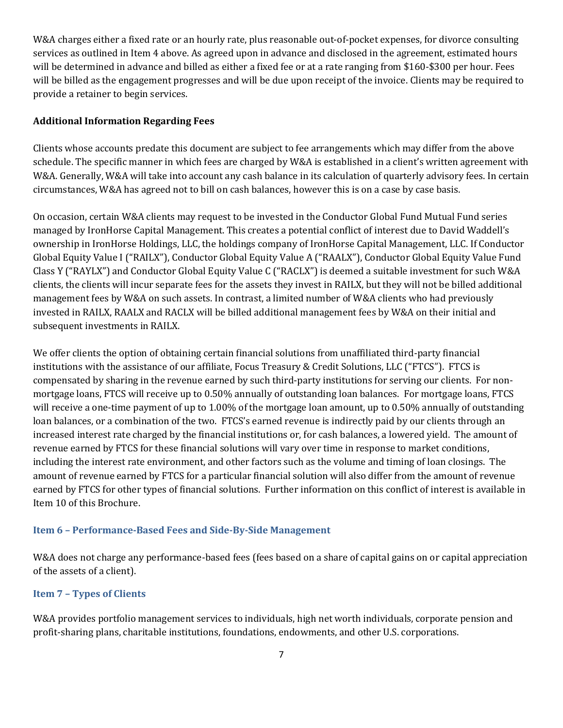W&A charges either a fixed rate or an hourly rate, plus reasonable out-of-pocket expenses, for divorce consulting services as outlined in Item 4 above. As agreed upon in advance and disclosed in the agreement, estimated hours will be determined in advance and billed as either a fixed fee or at a rate ranging from $160-$300 per hour. Fees will be billed as the engagement progresses and will be due upon receipt of the invoice. Clients may be required to provide a retainer to begin services.

**Additional Information Regarding Fees**

Clients whose accounts predate this document are subject to fee arrangements which may differ from the above schedule. The specific manner in which fees are charged by W&A is established in a client's written agreement with W&A. Generally, W&A will take into account any cash balance in its calculation of quarterly advisory fees. In certain circumstances, W&A has agreed not to bill on cash balances, however this is on a case by case basis.

On occasion, certain W&A clients may request to be invested in the Conductor Global Fund Mutual Fund series managed by IronHorse Capital Management. This creates a potential conflict of interest due to David Waddell's ownership in IronHorse Holdings, LLC, the holdings company of IronHorse Capital Management, LLC. If Conductor Global Equity Value I ("RAILX"), Conductor Global Equity Value A ("RAALX"), Conductor Global Equity Value Fund Class Y ("RAYLX") and Conductor Global Equity Value C ("RACLX") is deemed a suitable investment for such W&A clients, the clients will incur separate fees for the assets they invest in RAILX, but they will not be billed additional management fees by W&A on such assets. In contrast, a limited number of W&A clients who had previously invested in RAILX, RAALX and RACLX will be billed additional management fees by W&A on their initial and subsequent investments in RAILX.

We offer clients the option of obtaining certain financial solutions from unaffiliated third-party financial institutions with the assistance of our affiliate, Focus Treasury & Credit Solutions, LLC ("FTCS"). FTCS is compensated by sharing in the revenue earned by such third-party institutions for serving our clients. For non-mortgage loans, FTCS will receive up to 0.50% annually of outstanding loan balances. For mortgage loans, FTCS will receive a one-time payment of up to 1.00% of the mortgage loan amount, up to 0.50% annually of outstanding loan balances, or a combination of the two. FTCS's earned revenue is indirectly paid by our clients through an increased interest rate charged by the financial institutions or, for cash balances, a lowered yield. The amount of revenue earned by FTCS for these financial solutions will vary over time in response to market conditions, including the interest rate environment, and other factors such as the volume and timing of loan closings. The amount of revenue earned by FTCS for a particular financial solution will also differ from the amount of revenue earned by FTCS for other types of financial solutions. Further information on this conflict of interest is available in Item 10 of this Brochure.

### Item 6 – Performance-Based Fees and Side-By-Side Management

W&A does not charge any performance-based fees (fees based on a share of capital gains on or capital appreciation of the assets of a client).

### Item 7 – Types of Clients

W&A provides portfolio management services to individuals, high net worth individuals, corporate pension and profit-sharing plans, charitable institutions, foundations, endowments, and other U.S. corporations.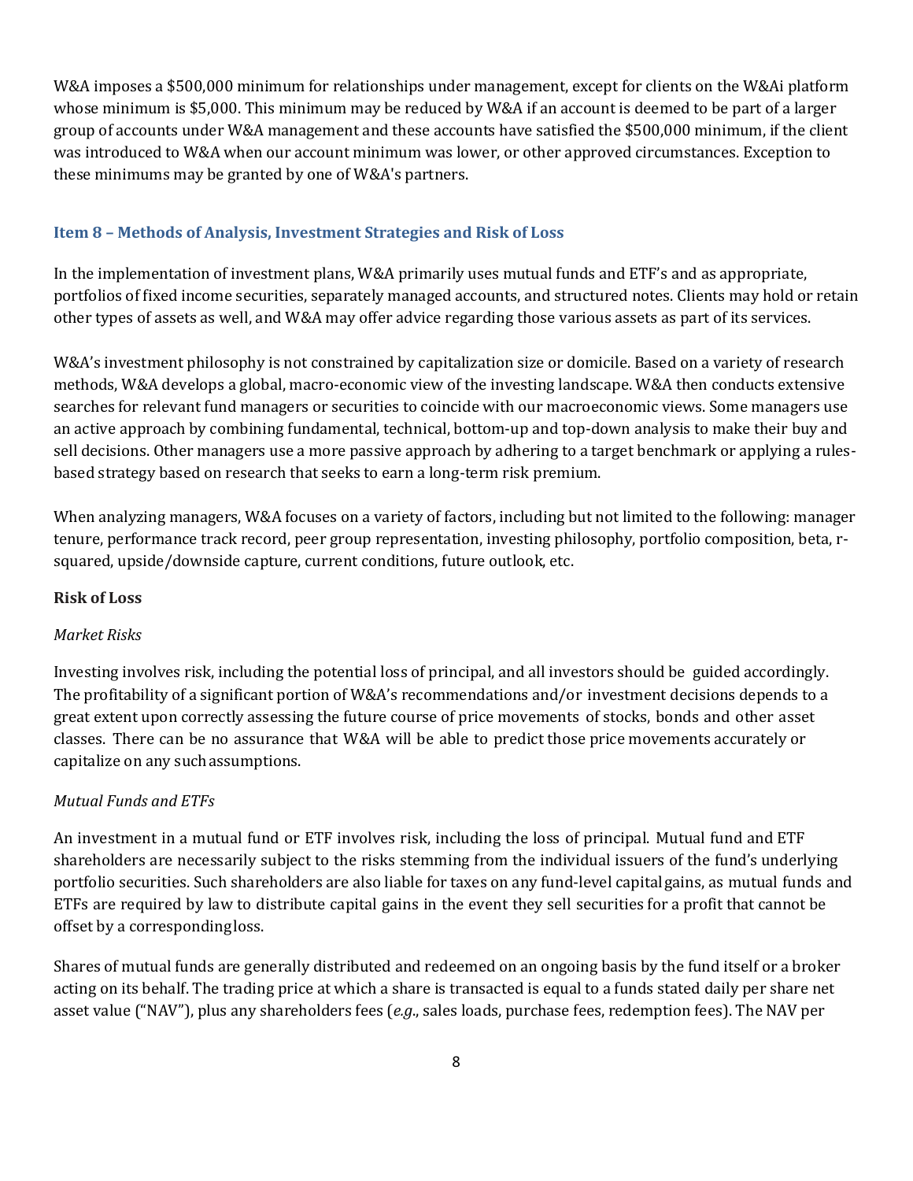W&A imposes a $500,000 minimum for relationships under management, except for clients on the W&Ai platform whose minimum is $5,000. This minimum may be reduced by W&A if an account is deemed to be part of a larger group of accounts under W&A management and these accounts have satisfied the $500,000 minimum, if the client was introduced to W&A when our account minimum was lower, or other approved circumstances. Exception to these minimums may be granted by one of W&A's partners.

## Item 8 – Methods of Analysis, Investment Strategies and Risk of Loss

In the implementation of investment plans, W&A primarily uses mutual funds and ETF's and as appropriate, portfolios of fixed income securities, separately managed accounts, and structured notes. Clients may hold or retain other types of assets as well, and W&A may offer advice regarding those various assets as part of its services.

W&A's investment philosophy is not constrained by capitalization size or domicile. Based on a variety of research methods, W&A develops a global, macro-economic view of the investing landscape. W&A then conducts extensive searches for relevant fund managers or securities to coincide with our macroeconomic views. Some managers use an active approach by combining fundamental, technical, bottom-up and top-down analysis to make their buy and sell decisions. Other managers use a more passive approach by adhering to a target benchmark or applying a rules-based strategy based on research that seeks to earn a long-term risk premium.

When analyzing managers, W&A focuses on a variety of factors, including but not limited to the following: manager tenure, performance track record, peer group representation, investing philosophy, portfolio composition, beta, r-squared, upside/downside capture, current conditions, future outlook, etc.

**Risk of Loss**

*Market Risks*

Investing involves risk, including the potential loss of principal, and all investors should be guided accordingly. The profitability of a significant portion of W&A's recommendations and/or investment decisions depends to a great extent upon correctly assessing the future course of price movements of stocks, bonds and other asset classes. There can be no assurance that W&A will be able to predict those price movements accurately or capitalize on any such assumptions.

*Mutual Funds and ETFs*

An investment in a mutual fund or ETF involves risk, including the loss of principal. Mutual fund and ETF shareholders are necessarily subject to the risks stemming from the individual issuers of the fund's underlying portfolio securities. Such shareholders are also liable for taxes on any fund-level capital gains, as mutual funds and ETFs are required by law to distribute capital gains in the event they sell securities for a profit that cannot be offset by a corresponding loss.

Shares of mutual funds are generally distributed and redeemed on an ongoing basis by the fund itself or a broker acting on its behalf. The trading price at which a share is transacted is equal to a funds stated daily per share net asset value ("NAV"), plus any shareholders fees (*e.g.*, sales loads, purchase fees, redemption fees). The NAV per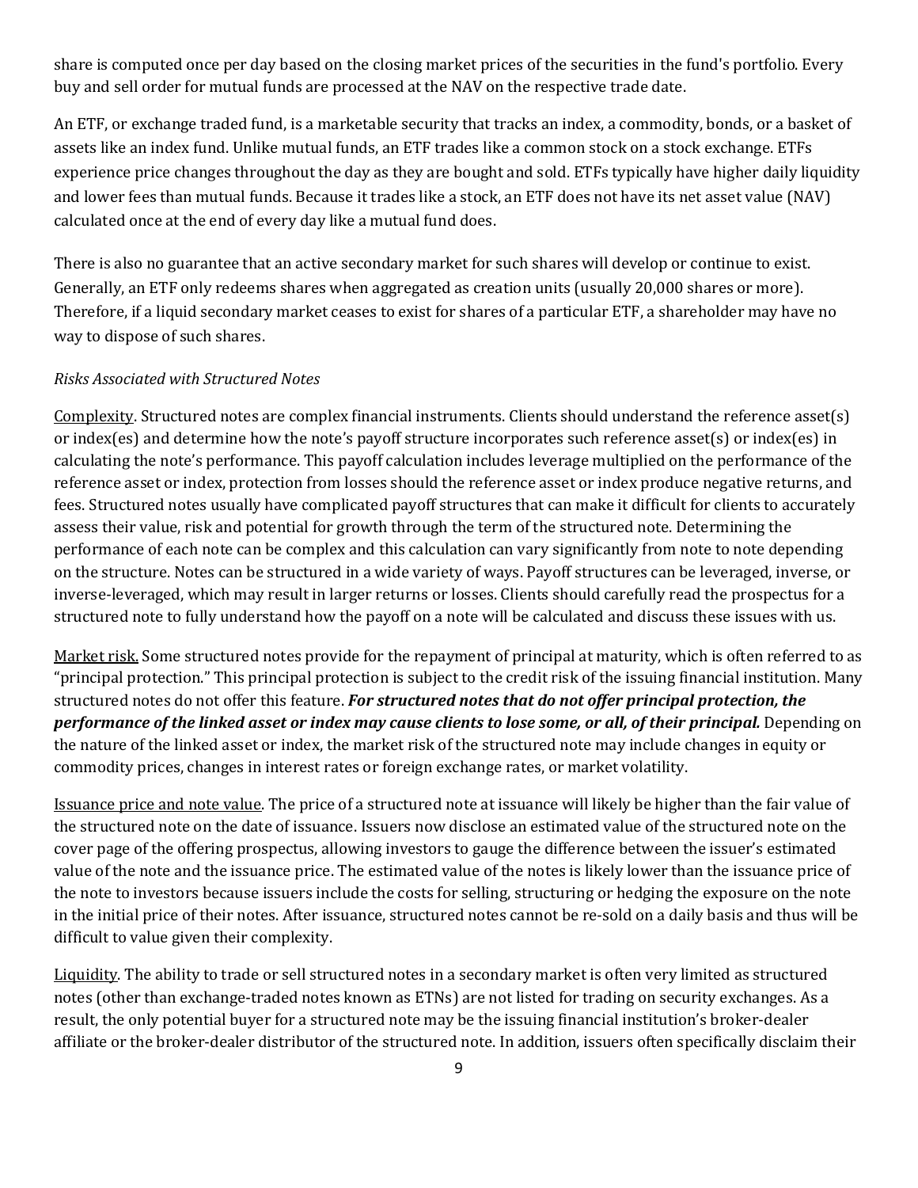share is computed once per day based on the closing market prices of the securities in the fund's portfolio. Every buy and sell order for mutual funds are processed at the NAV on the respective trade date.

An ETF, or exchange traded fund, is a marketable security that tracks an index, a commodity, bonds, or a basket of assets like an index fund. Unlike mutual funds, an ETF trades like a common stock on a stock exchange. ETFs experience price changes throughout the day as they are bought and sold. ETFs typically have higher daily liquidity and lower fees than mutual funds. Because it trades like a stock, an ETF does not have its net asset value (NAV) calculated once at the end of every day like a mutual fund does.

There is also no guarantee that an active secondary market for such shares will develop or continue to exist. Generally, an ETF only redeems shares when aggregated as creation units (usually 20,000 shares or more). Therefore, if a liquid secondary market ceases to exist for shares of a particular ETF, a shareholder may have no way to dispose of such shares.

*Risks Associated with Structured Notes*

Complexity. Structured notes are complex financial instruments. Clients should understand the reference asset(s) or index(es) and determine how the note's payoff structure incorporates such reference asset(s) or index(es) in calculating the note's performance. This payoff calculation includes leverage multiplied on the performance of the reference asset or index, protection from losses should the reference asset or index produce negative returns, and fees. Structured notes usually have complicated payoff structures that can make it difficult for clients to accurately assess their value, risk and potential for growth through the term of the structured note. Determining the performance of each note can be complex and this calculation can vary significantly from note to note depending on the structure. Notes can be structured in a wide variety of ways. Payoff structures can be leveraged, inverse, or inverse-leveraged, which may result in larger returns or losses. Clients should carefully read the prospectus for a structured note to fully understand how the payoff on a note will be calculated and discuss these issues with us.

Market risk. Some structured notes provide for the repayment of principal at maturity, which is often referred to as "principal protection." This principal protection is subject to the credit risk of the issuing financial institution. Many structured notes do not offer this feature. ***For structured notes that do not offer principal protection, the performance of the linked asset or index may cause clients to lose some, or all, of their principal.*** Depending on the nature of the linked asset or index, the market risk of the structured note may include changes in equity or commodity prices, changes in interest rates or foreign exchange rates, or market volatility.

Issuance price and note value. The price of a structured note at issuance will likely be higher than the fair value of the structured note on the date of issuance. Issuers now disclose an estimated value of the structured note on the cover page of the offering prospectus, allowing investors to gauge the difference between the issuer's estimated value of the note and the issuance price. The estimated value of the notes is likely lower than the issuance price of the note to investors because issuers include the costs for selling, structuring or hedging the exposure on the note in the initial price of their notes. After issuance, structured notes cannot be re-sold on a daily basis and thus will be difficult to value given their complexity.

Liquidity. The ability to trade or sell structured notes in a secondary market is often very limited as structured notes (other than exchange-traded notes known as ETNs) are not listed for trading on security exchanges. As a result, the only potential buyer for a structured note may be the issuing financial institution's broker-dealer affiliate or the broker-dealer distributor of the structured note. In addition, issuers often specifically disclaim their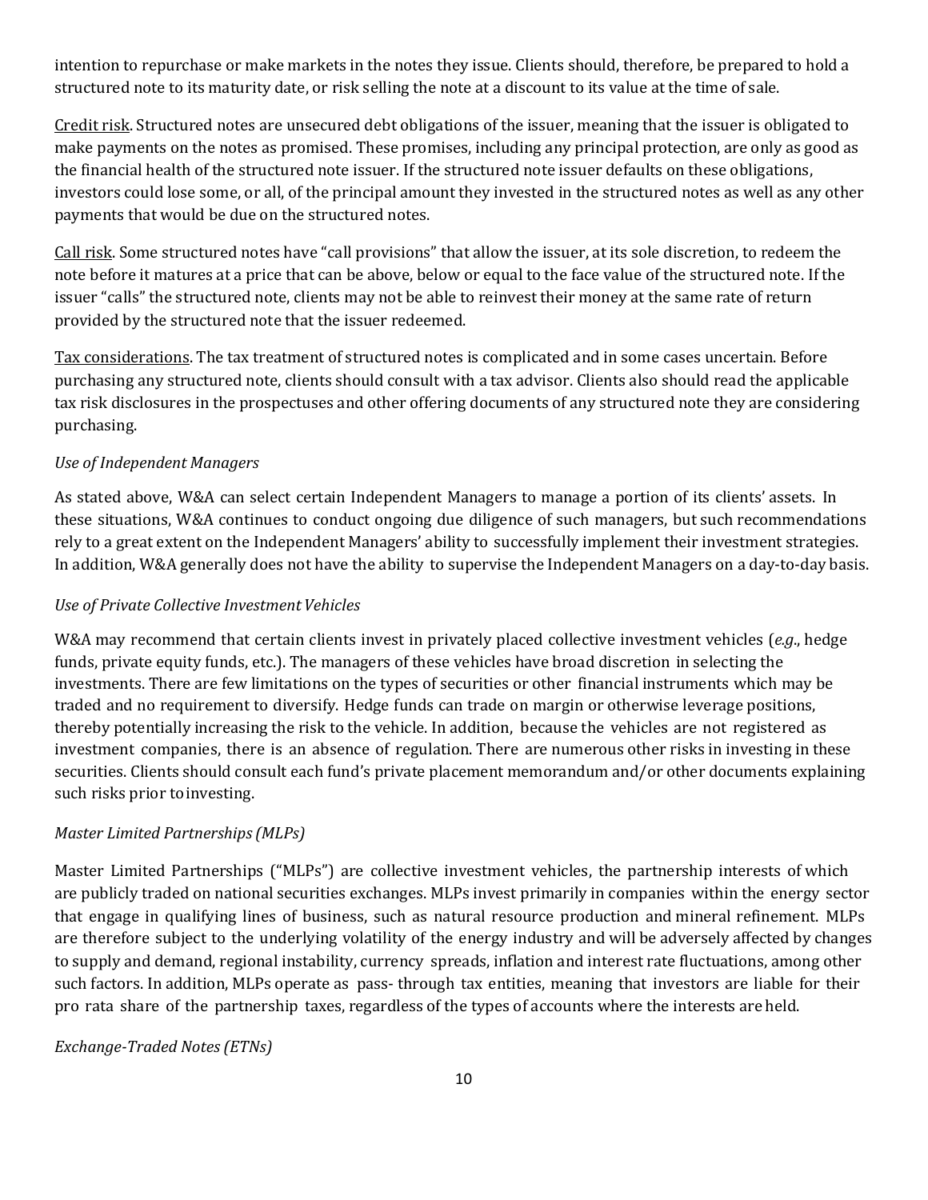intention to repurchase or make markets in the notes they issue. Clients should, therefore, be prepared to hold a structured note to its maturity date, or risk selling the note at a discount to its value at the time of sale.

Credit risk. Structured notes are unsecured debt obligations of the issuer, meaning that the issuer is obligated to make payments on the notes as promised. These promises, including any principal protection, are only as good as the financial health of the structured note issuer. If the structured note issuer defaults on these obligations, investors could lose some, or all, of the principal amount they invested in the structured notes as well as any other payments that would be due on the structured notes.

Call risk. Some structured notes have "call provisions" that allow the issuer, at its sole discretion, to redeem the note before it matures at a price that can be above, below or equal to the face value of the structured note. If the issuer "calls" the structured note, clients may not be able to reinvest their money at the same rate of return provided by the structured note that the issuer redeemed.

Tax considerations. The tax treatment of structured notes is complicated and in some cases uncertain. Before purchasing any structured note, clients should consult with a tax advisor. Clients also should read the applicable tax risk disclosures in the prospectuses and other offering documents of any structured note they are considering purchasing.

*Use of Independent Managers*

As stated above, W&A can select certain Independent Managers to manage a portion of its clients' assets. In these situations, W&A continues to conduct ongoing due diligence of such managers, but such recommendations rely to a great extent on the Independent Managers' ability to successfully implement their investment strategies. In addition, W&A generally does not have the ability to supervise the Independent Managers on a day-to-day basis.

*Use of Private Collective Investment Vehicles*

W&A may recommend that certain clients invest in privately placed collective investment vehicles (*e.g.*, hedge funds, private equity funds, etc.). The managers of these vehicles have broad discretion in selecting the investments. There are few limitations on the types of securities or other financial instruments which may be traded and no requirement to diversify. Hedge funds can trade on margin or otherwise leverage positions, thereby potentially increasing the risk to the vehicle. In addition, because the vehicles are not registered as investment companies, there is an absence of regulation. There are numerous other risks in investing in these securities. Clients should consult each fund's private placement memorandum and/or other documents explaining such risks prior to investing.

*Master Limited Partnerships (MLPs)*

Master Limited Partnerships ("MLPs") are collective investment vehicles, the partnership interests of which are publicly traded on national securities exchanges. MLPs invest primarily in companies within the energy sector that engage in qualifying lines of business, such as natural resource production and mineral refinement. MLPs are therefore subject to the underlying volatility of the energy industry and will be adversely affected by changes to supply and demand, regional instability, currency spreads, inflation and interest rate fluctuations, among other such factors. In addition, MLPs operate as pass- through tax entities, meaning that investors are liable for their pro rata share of the partnership taxes, regardless of the types of accounts where the interests are held.

*Exchange-Traded Notes (ETNs)*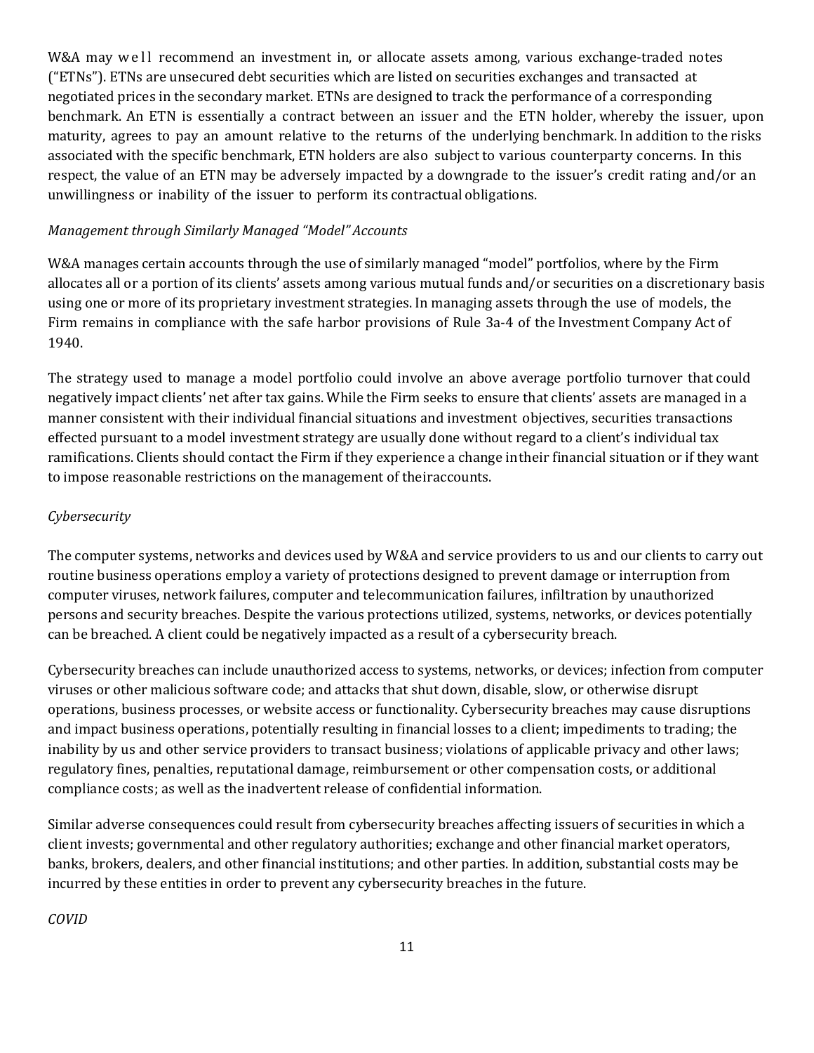W&A may well recommend an investment in, or allocate assets among, various exchange-traded notes ("ETNs"). ETNs are unsecured debt securities which are listed on securities exchanges and transacted at negotiated prices in the secondary market. ETNs are designed to track the performance of a corresponding benchmark. An ETN is essentially a contract between an issuer and the ETN holder, whereby the issuer, upon maturity, agrees to pay an amount relative to the returns of the underlying benchmark. In addition to the risks associated with the specific benchmark, ETN holders are also subject to various counterparty concerns. In this respect, the value of an ETN may be adversely impacted by a downgrade to the issuer's credit rating and/or an unwillingness or inability of the issuer to perform its contractual obligations.

*Management through Similarly Managed "Model" Accounts*

W&A manages certain accounts through the use of similarly managed "model" portfolios, where by the Firm allocates all or a portion of its clients' assets among various mutual funds and/or securities on a discretionary basis using one or more of its proprietary investment strategies. In managing assets through the use of models, the Firm remains in compliance with the safe harbor provisions of Rule 3a-4 of the Investment Company Act of 1940.

The strategy used to manage a model portfolio could involve an above average portfolio turnover that could negatively impact clients' net after tax gains. While the Firm seeks to ensure that clients' assets are managed in a manner consistent with their individual financial situations and investment objectives, securities transactions effected pursuant to a model investment strategy are usually done without regard to a client's individual tax ramifications. Clients should contact the Firm if they experience a change intheir financial situation or if they want to impose reasonable restrictions on the management of theiraccounts.

*Cybersecurity*

The computer systems, networks and devices used by W&A and service providers to us and our clients to carry out routine business operations employ a variety of protections designed to prevent damage or interruption from computer viruses, network failures, computer and telecommunication failures, infiltration by unauthorized persons and security breaches. Despite the various protections utilized, systems, networks, or devices potentially can be breached. A client could be negatively impacted as a result of a cybersecurity breach.

Cybersecurity breaches can include unauthorized access to systems, networks, or devices; infection from computer viruses or other malicious software code; and attacks that shut down, disable, slow, or otherwise disrupt operations, business processes, or website access or functionality. Cybersecurity breaches may cause disruptions and impact business operations, potentially resulting in financial losses to a client; impediments to trading; the inability by us and other service providers to transact business; violations of applicable privacy and other laws; regulatory fines, penalties, reputational damage, reimbursement or other compensation costs, or additional compliance costs; as well as the inadvertent release of confidential information.

Similar adverse consequences could result from cybersecurity breaches affecting issuers of securities in which a client invests; governmental and other regulatory authorities; exchange and other financial market operators, banks, brokers, dealers, and other financial institutions; and other parties. In addition, substantial costs may be incurred by these entities in order to prevent any cybersecurity breaches in the future.

*COVID*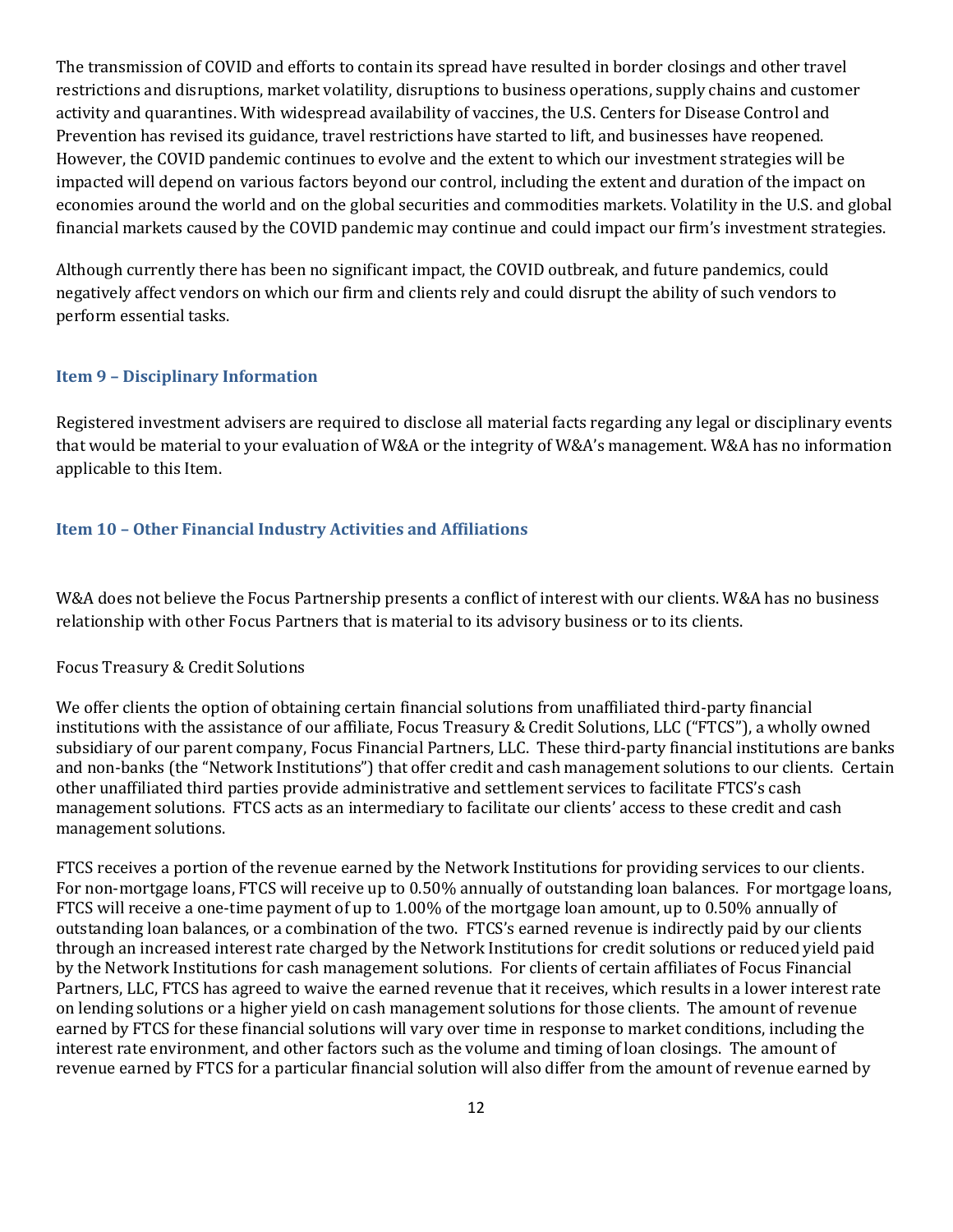The transmission of COVID and efforts to contain its spread have resulted in border closings and other travel restrictions and disruptions, market volatility, disruptions to business operations, supply chains and customer activity and quarantines. With widespread availability of vaccines, the U.S. Centers for Disease Control and Prevention has revised its guidance, travel restrictions have started to lift, and businesses have reopened. However, the COVID pandemic continues to evolve and the extent to which our investment strategies will be impacted will depend on various factors beyond our control, including the extent and duration of the impact on economies around the world and on the global securities and commodities markets. Volatility in the U.S. and global financial markets caused by the COVID pandemic may continue and could impact our firm's investment strategies.

Although currently there has been no significant impact, the COVID outbreak, and future pandemics, could negatively affect vendors on which our firm and clients rely and could disrupt the ability of such vendors to perform essential tasks.

### Item 9 – Disciplinary Information

Registered investment advisers are required to disclose all material facts regarding any legal or disciplinary events that would be material to your evaluation of W&A or the integrity of W&A's management. W&A has no information applicable to this Item.

### Item 10 – Other Financial Industry Activities and Affiliations

W&A does not believe the Focus Partnership presents a conflict of interest with our clients. W&A has no business relationship with other Focus Partners that is material to its advisory business or to its clients.

Focus Treasury & Credit Solutions

We offer clients the option of obtaining certain financial solutions from unaffiliated third-party financial institutions with the assistance of our affiliate, Focus Treasury & Credit Solutions, LLC ("FTCS"), a wholly owned subsidiary of our parent company, Focus Financial Partners, LLC. These third-party financial institutions are banks and non-banks (the "Network Institutions") that offer credit and cash management solutions to our clients. Certain other unaffiliated third parties provide administrative and settlement services to facilitate FTCS's cash management solutions. FTCS acts as an intermediary to facilitate our clients' access to these credit and cash management solutions.

FTCS receives a portion of the revenue earned by the Network Institutions for providing services to our clients. For non-mortgage loans, FTCS will receive up to 0.50% annually of outstanding loan balances. For mortgage loans, FTCS will receive a one-time payment of up to 1.00% of the mortgage loan amount, up to 0.50% annually of outstanding loan balances, or a combination of the two. FTCS's earned revenue is indirectly paid by our clients through an increased interest rate charged by the Network Institutions for credit solutions or reduced yield paid by the Network Institutions for cash management solutions. For clients of certain affiliates of Focus Financial Partners, LLC, FTCS has agreed to waive the earned revenue that it receives, which results in a lower interest rate on lending solutions or a higher yield on cash management solutions for those clients. The amount of revenue earned by FTCS for these financial solutions will vary over time in response to market conditions, including the interest rate environment, and other factors such as the volume and timing of loan closings. The amount of revenue earned by FTCS for a particular financial solution will also differ from the amount of revenue earned by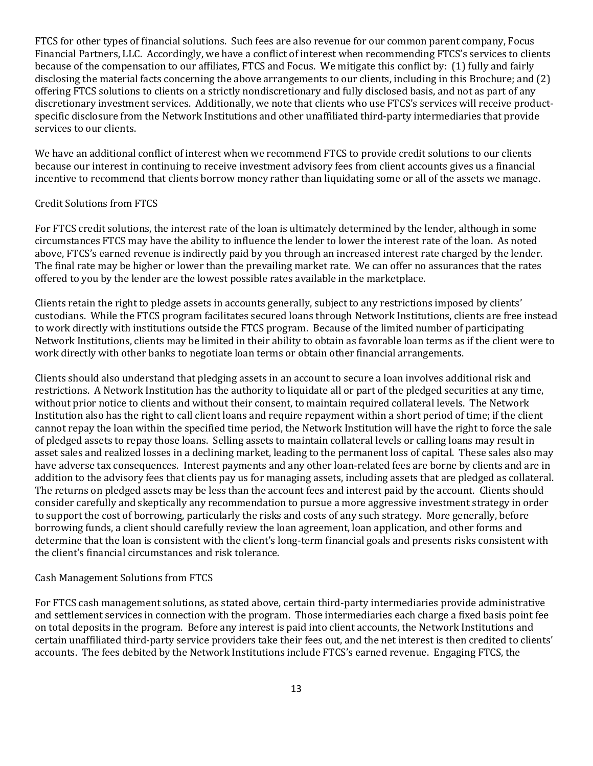FTCS for other types of financial solutions. Such fees are also revenue for our common parent company, Focus Financial Partners, LLC. Accordingly, we have a conflict of interest when recommending FTCS's services to clients because of the compensation to our affiliates, FTCS and Focus. We mitigate this conflict by: (1) fully and fairly disclosing the material facts concerning the above arrangements to our clients, including in this Brochure; and (2) offering FTCS solutions to clients on a strictly nondiscretionary and fully disclosed basis, and not as part of any discretionary investment services. Additionally, we note that clients who use FTCS's services will receive product-specific disclosure from the Network Institutions and other unaffiliated third-party intermediaries that provide services to our clients.

We have an additional conflict of interest when we recommend FTCS to provide credit solutions to our clients because our interest in continuing to receive investment advisory fees from client accounts gives us a financial incentive to recommend that clients borrow money rather than liquidating some or all of the assets we manage.

Credit Solutions from FTCS

For FTCS credit solutions, the interest rate of the loan is ultimately determined by the lender, although in some circumstances FTCS may have the ability to influence the lender to lower the interest rate of the loan. As noted above, FTCS's earned revenue is indirectly paid by you through an increased interest rate charged by the lender. The final rate may be higher or lower than the prevailing market rate. We can offer no assurances that the rates offered to you by the lender are the lowest possible rates available in the marketplace.

Clients retain the right to pledge assets in accounts generally, subject to any restrictions imposed by clients' custodians. While the FTCS program facilitates secured loans through Network Institutions, clients are free instead to work directly with institutions outside the FTCS program. Because of the limited number of participating Network Institutions, clients may be limited in their ability to obtain as favorable loan terms as if the client were to work directly with other banks to negotiate loan terms or obtain other financial arrangements.

Clients should also understand that pledging assets in an account to secure a loan involves additional risk and restrictions. A Network Institution has the authority to liquidate all or part of the pledged securities at any time, without prior notice to clients and without their consent, to maintain required collateral levels. The Network Institution also has the right to call client loans and require repayment within a short period of time; if the client cannot repay the loan within the specified time period, the Network Institution will have the right to force the sale of pledged assets to repay those loans. Selling assets to maintain collateral levels or calling loans may result in asset sales and realized losses in a declining market, leading to the permanent loss of capital. These sales also may have adverse tax consequences. Interest payments and any other loan-related fees are borne by clients and are in addition to the advisory fees that clients pay us for managing assets, including assets that are pledged as collateral. The returns on pledged assets may be less than the account fees and interest paid by the account. Clients should consider carefully and skeptically any recommendation to pursue a more aggressive investment strategy in order to support the cost of borrowing, particularly the risks and costs of any such strategy. More generally, before borrowing funds, a client should carefully review the loan agreement, loan application, and other forms and determine that the loan is consistent with the client's long-term financial goals and presents risks consistent with the client's financial circumstances and risk tolerance.

Cash Management Solutions from FTCS

For FTCS cash management solutions, as stated above, certain third-party intermediaries provide administrative and settlement services in connection with the program. Those intermediaries each charge a fixed basis point fee on total deposits in the program. Before any interest is paid into client accounts, the Network Institutions and certain unaffiliated third-party service providers take their fees out, and the net interest is then credited to clients' accounts. The fees debited by the Network Institutions include FTCS's earned revenue. Engaging FTCS, the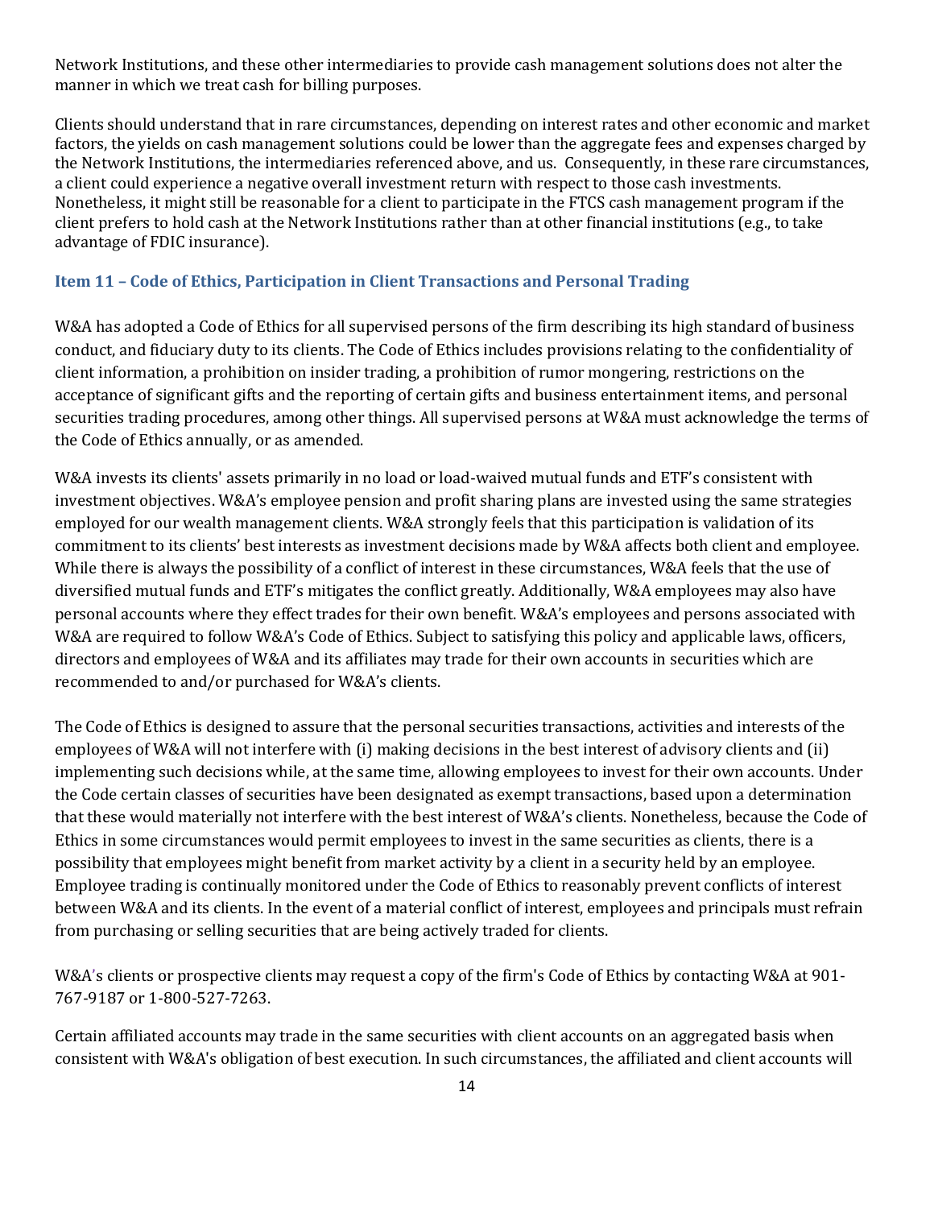Network Institutions, and these other intermediaries to provide cash management solutions does not alter the manner in which we treat cash for billing purposes.

Clients should understand that in rare circumstances, depending on interest rates and other economic and market factors, the yields on cash management solutions could be lower than the aggregate fees and expenses charged by the Network Institutions, the intermediaries referenced above, and us. Consequently, in these rare circumstances, a client could experience a negative overall investment return with respect to those cash investments. Nonetheless, it might still be reasonable for a client to participate in the FTCS cash management program if the client prefers to hold cash at the Network Institutions rather than at other financial institutions (e.g., to take advantage of FDIC insurance).

### Item 11 – Code of Ethics, Participation in Client Transactions and Personal Trading

W&A has adopted a Code of Ethics for all supervised persons of the firm describing its high standard of business conduct, and fiduciary duty to its clients. The Code of Ethics includes provisions relating to the confidentiality of client information, a prohibition on insider trading, a prohibition of rumor mongering, restrictions on the acceptance of significant gifts and the reporting of certain gifts and business entertainment items, and personal securities trading procedures, among other things. All supervised persons at W&A must acknowledge the terms of the Code of Ethics annually, or as amended.

W&A invests its clients' assets primarily in no load or load-waived mutual funds and ETF's consistent with investment objectives. W&A's employee pension and profit sharing plans are invested using the same strategies employed for our wealth management clients. W&A strongly feels that this participation is validation of its commitment to its clients' best interests as investment decisions made by W&A affects both client and employee. While there is always the possibility of a conflict of interest in these circumstances, W&A feels that the use of diversified mutual funds and ETF's mitigates the conflict greatly. Additionally, W&A employees may also have personal accounts where they effect trades for their own benefit. W&A's employees and persons associated with W&A are required to follow W&A's Code of Ethics. Subject to satisfying this policy and applicable laws, officers, directors and employees of W&A and its affiliates may trade for their own accounts in securities which are recommended to and/or purchased for W&A's clients.

The Code of Ethics is designed to assure that the personal securities transactions, activities and interests of the employees of W&A will not interfere with (i) making decisions in the best interest of advisory clients and (ii) implementing such decisions while, at the same time, allowing employees to invest for their own accounts. Under the Code certain classes of securities have been designated as exempt transactions, based upon a determination that these would materially not interfere with the best interest of W&A's clients. Nonetheless, because the Code of Ethics in some circumstances would permit employees to invest in the same securities as clients, there is a possibility that employees might benefit from market activity by a client in a security held by an employee. Employee trading is continually monitored under the Code of Ethics to reasonably prevent conflicts of interest between W&A and its clients. In the event of a material conflict of interest, employees and principals must refrain from purchasing or selling securities that are being actively traded for clients.

W&A's clients or prospective clients may request a copy of the firm's Code of Ethics by contacting W&A at 901-767-9187 or 1-800-527-7263.

Certain affiliated accounts may trade in the same securities with client accounts on an aggregated basis when consistent with W&A's obligation of best execution. In such circumstances, the affiliated and client accounts will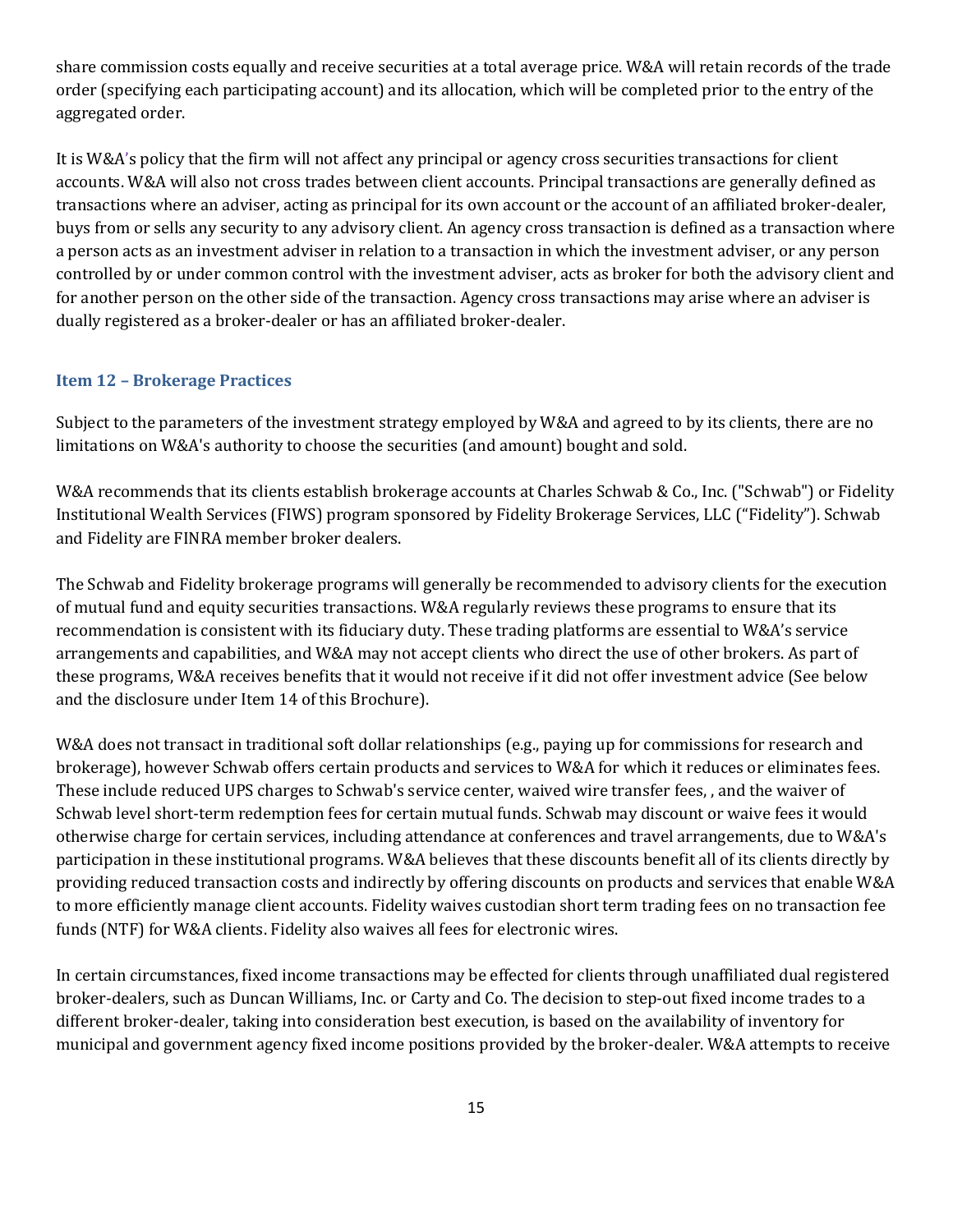share commission costs equally and receive securities at a total average price. W&A will retain records of the trade order (specifying each participating account) and its allocation, which will be completed prior to the entry of the aggregated order.

It is W&A's policy that the firm will not affect any principal or agency cross securities transactions for client accounts. W&A will also not cross trades between client accounts. Principal transactions are generally defined as transactions where an adviser, acting as principal for its own account or the account of an affiliated broker-dealer, buys from or sells any security to any advisory client. An agency cross transaction is defined as a transaction where a person acts as an investment adviser in relation to a transaction in which the investment adviser, or any person controlled by or under common control with the investment adviser, acts as broker for both the advisory client and for another person on the other side of the transaction. Agency cross transactions may arise where an adviser is dually registered as a broker-dealer or has an affiliated broker-dealer.

### Item 12 – Brokerage Practices

Subject to the parameters of the investment strategy employed by W&A and agreed to by its clients, there are no limitations on W&A's authority to choose the securities (and amount) bought and sold.

W&A recommends that its clients establish brokerage accounts at Charles Schwab & Co., Inc. ("Schwab") or Fidelity Institutional Wealth Services (FIWS) program sponsored by Fidelity Brokerage Services, LLC ("Fidelity"). Schwab and Fidelity are FINRA member broker dealers.

The Schwab and Fidelity brokerage programs will generally be recommended to advisory clients for the execution of mutual fund and equity securities transactions. W&A regularly reviews these programs to ensure that its recommendation is consistent with its fiduciary duty. These trading platforms are essential to W&A's service arrangements and capabilities, and W&A may not accept clients who direct the use of other brokers. As part of these programs, W&A receives benefits that it would not receive if it did not offer investment advice (See below and the disclosure under Item 14 of this Brochure).

W&A does not transact in traditional soft dollar relationships (e.g., paying up for commissions for research and brokerage), however Schwab offers certain products and services to W&A for which it reduces or eliminates fees. These include reduced UPS charges to Schwab's service center, waived wire transfer fees, , and the waiver of Schwab level short-term redemption fees for certain mutual funds. Schwab may discount or waive fees it would otherwise charge for certain services, including attendance at conferences and travel arrangements, due to W&A's participation in these institutional programs. W&A believes that these discounts benefit all of its clients directly by providing reduced transaction costs and indirectly by offering discounts on products and services that enable W&A to more efficiently manage client accounts. Fidelity waives custodian short term trading fees on no transaction fee funds (NTF) for W&A clients. Fidelity also waives all fees for electronic wires.

In certain circumstances, fixed income transactions may be effected for clients through unaffiliated dual registered broker-dealers, such as Duncan Williams, Inc. or Carty and Co. The decision to step-out fixed income trades to a different broker-dealer, taking into consideration best execution, is based on the availability of inventory for municipal and government agency fixed income positions provided by the broker-dealer. W&A attempts to receive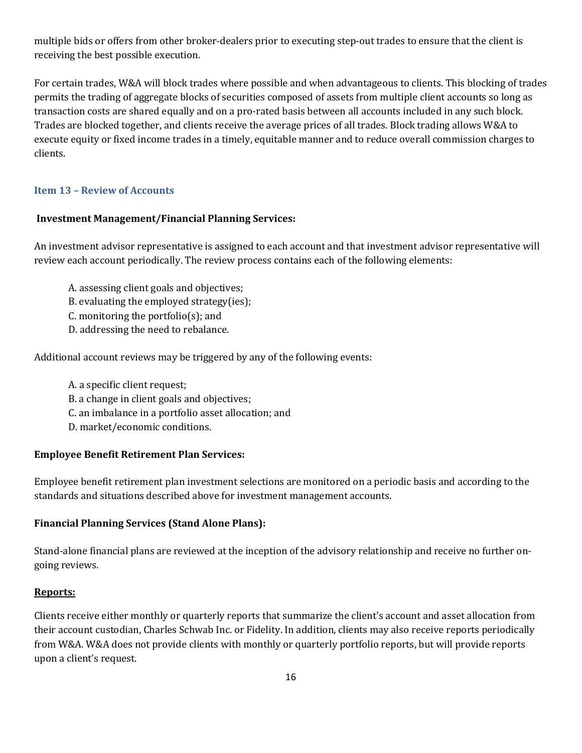multiple bids or offers from other broker-dealers prior to executing step-out trades to ensure that the client is receiving the best possible execution.

For certain trades, W&A will block trades where possible and when advantageous to clients. This blocking of trades permits the trading of aggregate blocks of securities composed of assets from multiple client accounts so long as transaction costs are shared equally and on a pro-rated basis between all accounts included in any such block. Trades are blocked together, and clients receive the average prices of all trades. Block trading allows W&A to execute equity or fixed income trades in a timely, equitable manner and to reduce overall commission charges to clients.

## Item 13 – Review of Accounts

### Investment Management/Financial Planning Services:

An investment advisor representative is assigned to each account and that investment advisor representative will review each account periodically. The review process contains each of the following elements:

A. assessing client goals and objectives;
B. evaluating the employed strategy(ies);
C. monitoring the portfolio(s); and
D. addressing the need to rebalance.

Additional account reviews may be triggered by any of the following events:

A. a specific client request;
B. a change in client goals and objectives;
C. an imbalance in a portfolio asset allocation; and
D. market/economic conditions.

### Employee Benefit Retirement Plan Services:

Employee benefit retirement plan investment selections are monitored on a periodic basis and according to the standards and situations described above for investment management accounts.

### Financial Planning Services (Stand Alone Plans):

Stand-alone financial plans are reviewed at the inception of the advisory relationship and receive no further on-going reviews.

### Reports:

Clients receive either monthly or quarterly reports that summarize the client's account and asset allocation from their account custodian, Charles Schwab Inc. or Fidelity. In addition, clients may also receive reports periodically from W&A. W&A does not provide clients with monthly or quarterly portfolio reports, but will provide reports upon a client's request.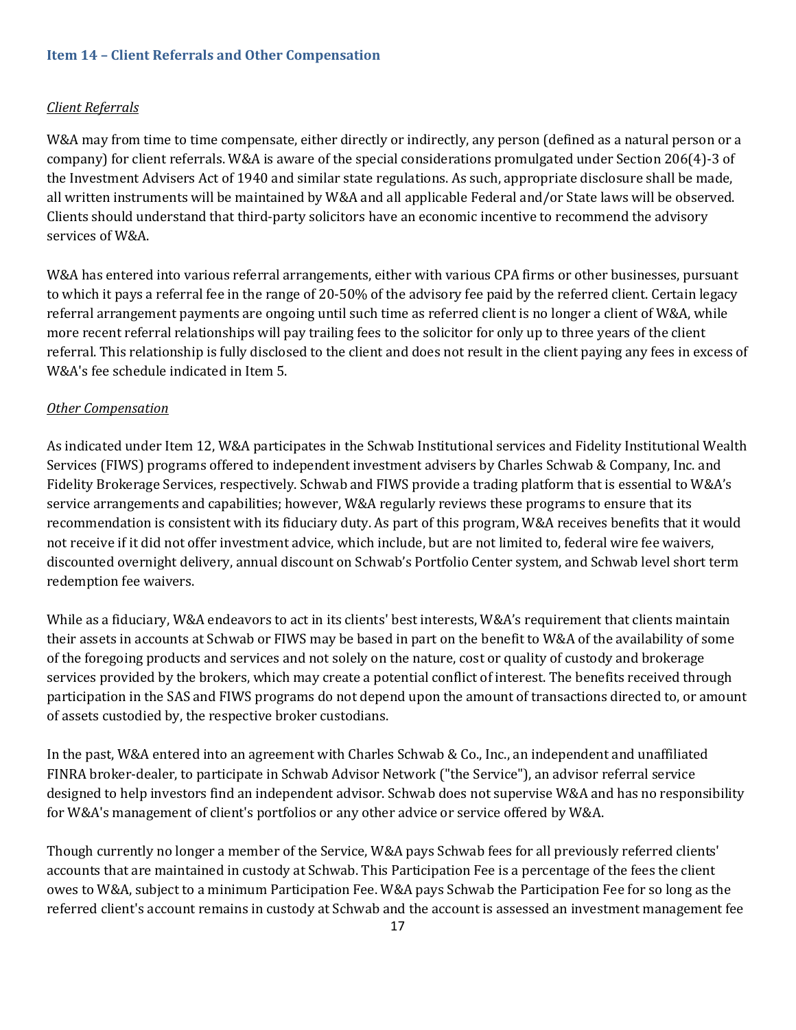## Item 14 – Client Referrals and Other Compensation

*Client Referrals*

W&A may from time to time compensate, either directly or indirectly, any person (defined as a natural person or a company) for client referrals. W&A is aware of the special considerations promulgated under Section 206(4)-3 of the Investment Advisers Act of 1940 and similar state regulations. As such, appropriate disclosure shall be made, all written instruments will be maintained by W&A and all applicable Federal and/or State laws will be observed. Clients should understand that third-party solicitors have an economic incentive to recommend the advisory services of W&A.

W&A has entered into various referral arrangements, either with various CPA firms or other businesses, pursuant to which it pays a referral fee in the range of 20-50% of the advisory fee paid by the referred client. Certain legacy referral arrangement payments are ongoing until such time as referred client is no longer a client of W&A, while more recent referral relationships will pay trailing fees to the solicitor for only up to three years of the client referral. This relationship is fully disclosed to the client and does not result in the client paying any fees in excess of W&A's fee schedule indicated in Item 5.

*Other Compensation*

As indicated under Item 12, W&A participates in the Schwab Institutional services and Fidelity Institutional Wealth Services (FIWS) programs offered to independent investment advisers by Charles Schwab & Company, Inc. and Fidelity Brokerage Services, respectively. Schwab and FIWS provide a trading platform that is essential to W&A's service arrangements and capabilities; however, W&A regularly reviews these programs to ensure that its recommendation is consistent with its fiduciary duty. As part of this program, W&A receives benefits that it would not receive if it did not offer investment advice, which include, but are not limited to, federal wire fee waivers, discounted overnight delivery, annual discount on Schwab's Portfolio Center system, and Schwab level short term redemption fee waivers.

While as a fiduciary, W&A endeavors to act in its clients' best interests, W&A's requirement that clients maintain their assets in accounts at Schwab or FIWS may be based in part on the benefit to W&A of the availability of some of the foregoing products and services and not solely on the nature, cost or quality of custody and brokerage services provided by the brokers, which may create a potential conflict of interest. The benefits received through participation in the SAS and FIWS programs do not depend upon the amount of transactions directed to, or amount of assets custodied by, the respective broker custodians.

In the past, W&A entered into an agreement with Charles Schwab & Co., Inc., an independent and unaffiliated FINRA broker-dealer, to participate in Schwab Advisor Network ("the Service"), an advisor referral service designed to help investors find an independent advisor. Schwab does not supervise W&A and has no responsibility for W&A's management of client's portfolios or any other advice or service offered by W&A.

Though currently no longer a member of the Service, W&A pays Schwab fees for all previously referred clients' accounts that are maintained in custody at Schwab. This Participation Fee is a percentage of the fees the client owes to W&A, subject to a minimum Participation Fee. W&A pays Schwab the Participation Fee for so long as the referred client's account remains in custody at Schwab and the account is assessed an investment management fee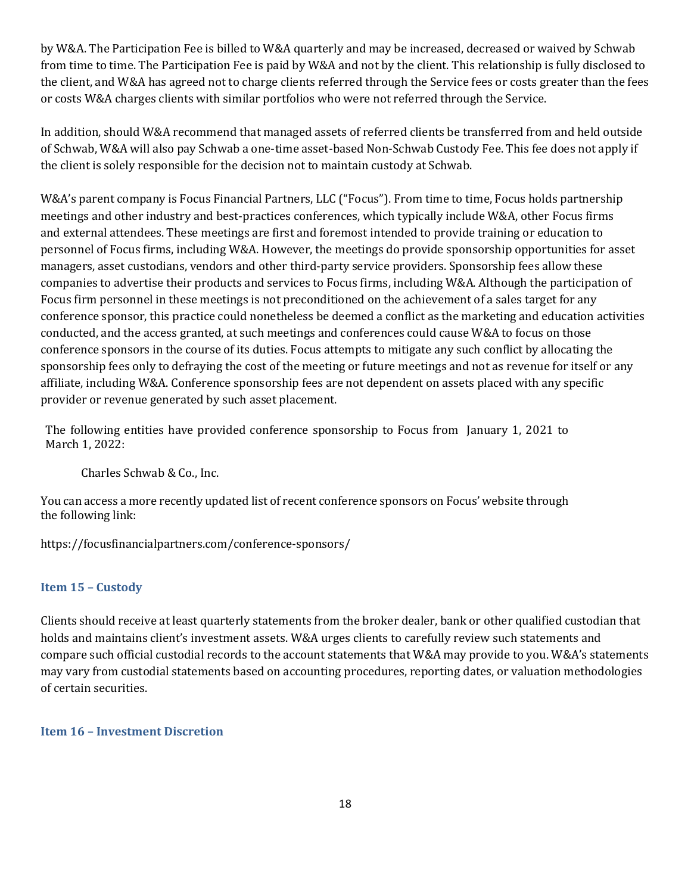by W&A. The Participation Fee is billed to W&A quarterly and may be increased, decreased or waived by Schwab from time to time. The Participation Fee is paid by W&A and not by the client. This relationship is fully disclosed to the client, and W&A has agreed not to charge clients referred through the Service fees or costs greater than the fees or costs W&A charges clients with similar portfolios who were not referred through the Service.

In addition, should W&A recommend that managed assets of referred clients be transferred from and held outside of Schwab, W&A will also pay Schwab a one-time asset-based Non-Schwab Custody Fee. This fee does not apply if the client is solely responsible for the decision not to maintain custody at Schwab.

W&A's parent company is Focus Financial Partners, LLC ("Focus"). From time to time, Focus holds partnership meetings and other industry and best-practices conferences, which typically include W&A, other Focus firms and external attendees. These meetings are first and foremost intended to provide training or education to personnel of Focus firms, including W&A. However, the meetings do provide sponsorship opportunities for asset managers, asset custodians, vendors and other third-party service providers. Sponsorship fees allow these companies to advertise their products and services to Focus firms, including W&A. Although the participation of Focus firm personnel in these meetings is not preconditioned on the achievement of a sales target for any conference sponsor, this practice could nonetheless be deemed a conflict as the marketing and education activities conducted, and the access granted, at such meetings and conferences could cause W&A to focus on those conference sponsors in the course of its duties. Focus attempts to mitigate any such conflict by allocating the sponsorship fees only to defraying the cost of the meeting or future meetings and not as revenue for itself or any affiliate, including W&A. Conference sponsorship fees are not dependent on assets placed with any specific provider or revenue generated by such asset placement.

The following entities have provided conference sponsorship to Focus from January 1, 2021 to March 1, 2022:

Charles Schwab & Co., Inc.

You can access a more recently updated list of recent conference sponsors on Focus' website through the following link:

https://focusfinancialpartners.com/conference-sponsors/

## Item 15 – Custody

Clients should receive at least quarterly statements from the broker dealer, bank or other qualified custodian that holds and maintains client's investment assets. W&A urges clients to carefully review such statements and compare such official custodial records to the account statements that W&A may provide to you. W&A's statements may vary from custodial statements based on accounting procedures, reporting dates, or valuation methodologies of certain securities.

## Item 16 – Investment Discretion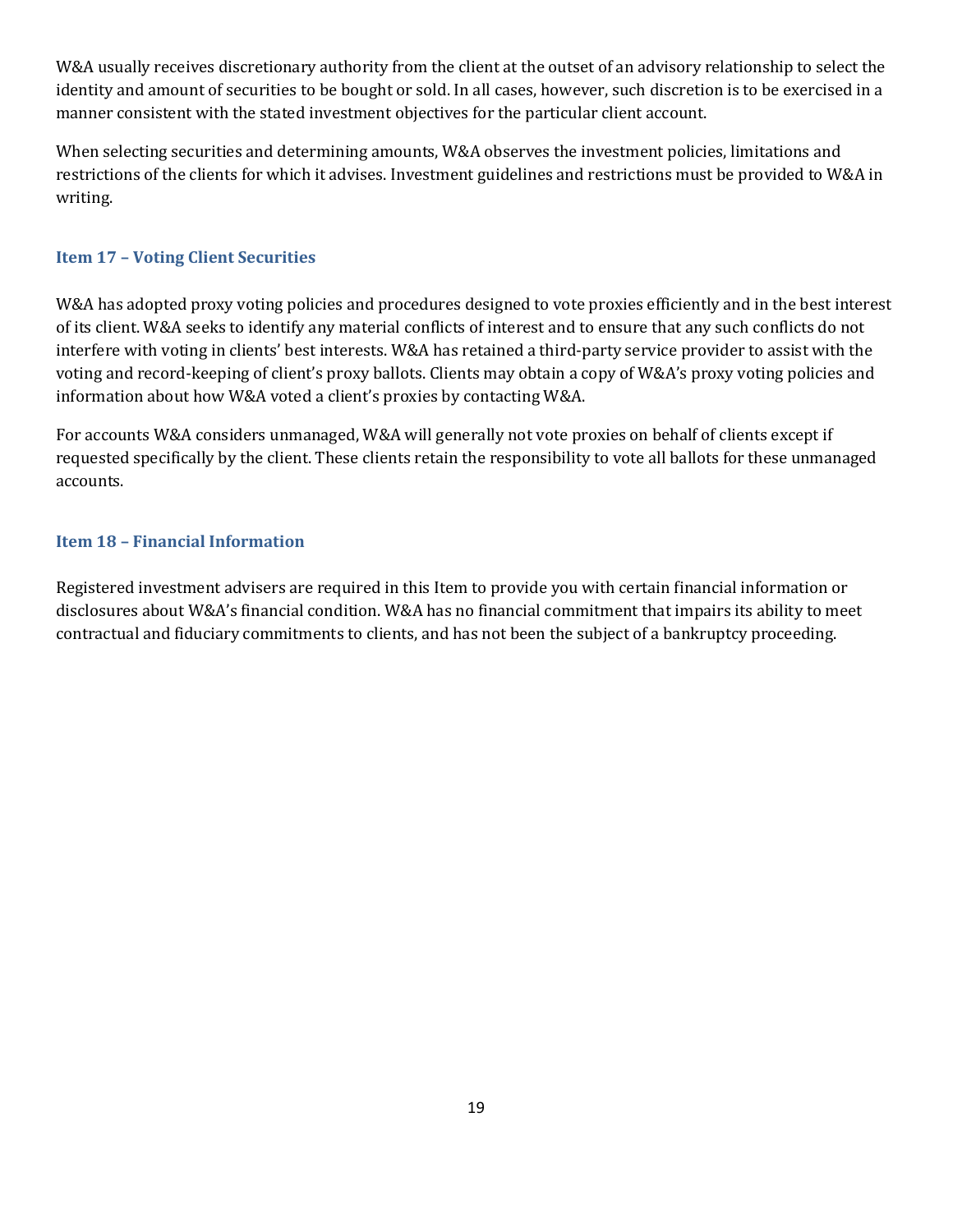W&A usually receives discretionary authority from the client at the outset of an advisory relationship to select the identity and amount of securities to be bought or sold. In all cases, however, such discretion is to be exercised in a manner consistent with the stated investment objectives for the particular client account.

When selecting securities and determining amounts, W&A observes the investment policies, limitations and restrictions of the clients for which it advises. Investment guidelines and restrictions must be provided to W&A in writing.

### Item 17 – Voting Client Securities

W&A has adopted proxy voting policies and procedures designed to vote proxies efficiently and in the best interest of its client. W&A seeks to identify any material conflicts of interest and to ensure that any such conflicts do not interfere with voting in clients' best interests. W&A has retained a third-party service provider to assist with the voting and record-keeping of client's proxy ballots. Clients may obtain a copy of W&A's proxy voting policies and information about how W&A voted a client's proxies by contacting W&A.

For accounts W&A considers unmanaged, W&A will generally not vote proxies on behalf of clients except if requested specifically by the client. These clients retain the responsibility to vote all ballots for these unmanaged accounts.

### Item 18 – Financial Information

Registered investment advisers are required in this Item to provide you with certain financial information or disclosures about W&A's financial condition. W&A has no financial commitment that impairs its ability to meet contractual and fiduciary commitments to clients, and has not been the subject of a bankruptcy proceeding.